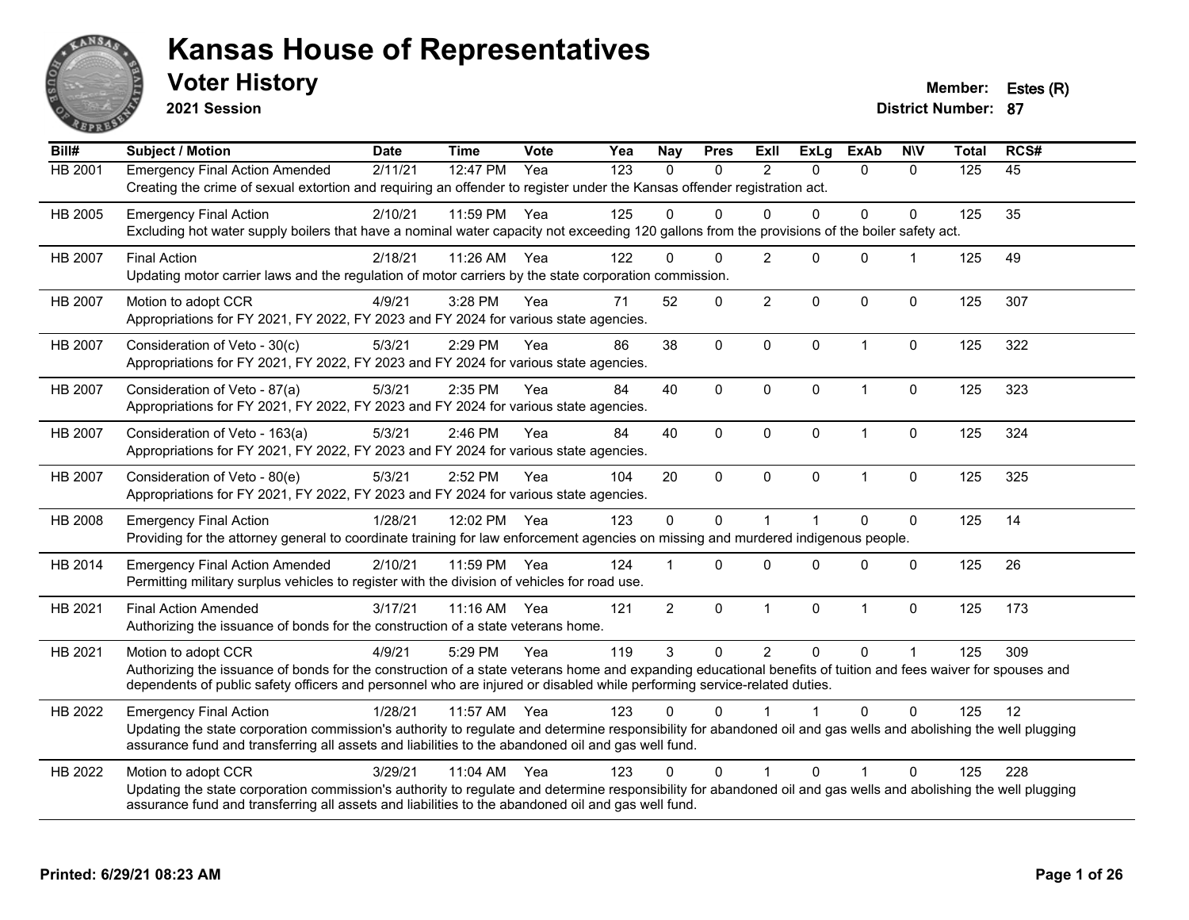# Kansas House of Representatives

## Voter History

**2021 Session**

**Member:** Estes (R)
**District Number:** 87

| Bill# | Subject / Motion | Date | Time | Vote | Yea | Nay | Pres | ExII | ExLg | ExAb | N\V | Total | RCS# |
|---|---|---|---|---|---|---|---|---|---|---|---|---|---|
| HB 2001 | Emergency Final Action Amended | 2/11/21 | 12:47 PM | Yea | 123 | 0 | 0 | 2 | 0 | 0 | 0 | 125 | 45 |
| | Creating the crime of sexual extortion and requiring an offender to register under the Kansas offender registration act. | | | | | | | | | | | | |
| HB 2005 | Emergency Final Action | 2/10/21 | 11:59 PM | Yea | 125 | 0 | 0 | 0 | 0 | 0 | 0 | 125 | 35 |
| | Excluding hot water supply boilers that have a nominal water capacity not exceeding 120 gallons from the provisions of the boiler safety act. | | | | | | | | | | | | |
| HB 2007 | Final Action | 2/18/21 | 11:26 AM | Yea | 122 | 0 | 0 | 2 | 0 | 0 | 1 | 125 | 49 |
| | Updating motor carrier laws and the regulation of motor carriers by the state corporation commission. | | | | | | | | | | | | |
| HB 2007 | Motion to adopt CCR | 4/9/21 | 3:28 PM | Yea | 71 | 52 | 0 | 2 | 0 | 0 | 0 | 125 | 307 |
| | Appropriations for FY 2021, FY 2022, FY 2023 and FY 2024 for various state agencies. | | | | | | | | | | | | |
| HB 2007 | Consideration of Veto - 30(c) | 5/3/21 | 2:29 PM | Yea | 86 | 38 | 0 | 0 | 0 | 1 | 0 | 125 | 322 |
| | Appropriations for FY 2021, FY 2022, FY 2023 and FY 2024 for various state agencies. | | | | | | | | | | | | |
| HB 2007 | Consideration of Veto - 87(a) | 5/3/21 | 2:35 PM | Yea | 84 | 40 | 0 | 0 | 0 | 1 | 0 | 125 | 323 |
| | Appropriations for FY 2021, FY 2022, FY 2023 and FY 2024 for various state agencies. | | | | | | | | | | | | |
| HB 2007 | Consideration of Veto - 163(a) | 5/3/21 | 2:46 PM | Yea | 84 | 40 | 0 | 0 | 0 | 1 | 0 | 125 | 324 |
| | Appropriations for FY 2021, FY 2022, FY 2023 and FY 2024 for various state agencies. | | | | | | | | | | | | |
| HB 2007 | Consideration of Veto - 80(e) | 5/3/21 | 2:52 PM | Yea | 104 | 20 | 0 | 0 | 0 | 1 | 0 | 125 | 325 |
| | Appropriations for FY 2021, FY 2022, FY 2023 and FY 2024 for various state agencies. | | | | | | | | | | | | |
| HB 2008 | Emergency Final Action | 1/28/21 | 12:02 PM | Yea | 123 | 0 | 0 | 1 | 1 | 0 | 0 | 125 | 14 |
| | Providing for the attorney general to coordinate training for law enforcement agencies on missing and murdered indigenous people. | | | | | | | | | | | | |
| HB 2014 | Emergency Final Action Amended | 2/10/21 | 11:59 PM | Yea | 124 | 1 | 0 | 0 | 0 | 0 | 0 | 125 | 26 |
| | Permitting military surplus vehicles to register with the division of vehicles for road use. | | | | | | | | | | | | |
| HB 2021 | Final Action Amended | 3/17/21 | 11:16 AM | Yea | 121 | 2 | 0 | 1 | 0 | 1 | 0 | 125 | 173 |
| | Authorizing the issuance of bonds for the construction of a state veterans home. | | | | | | | | | | | | |
| HB 2021 | Motion to adopt CCR | 4/9/21 | 5:29 PM | Yea | 119 | 3 | 0 | 2 | 0 | 0 | 1 | 125 | 309 |
| | Authorizing the issuance of bonds for the construction of a state veterans home and expanding educational benefits of tuition and fees waiver for spouses and dependents of public safety officers and personnel who are injured or disabled while performing service-related duties. | | | | | | | | | | | | |
| HB 2022 | Emergency Final Action | 1/28/21 | 11:57 AM | Yea | 123 | 0 | 0 | 1 | 1 | 0 | 0 | 125 | 12 |
| | Updating the state corporation commission's authority to regulate and determine responsibility for abandoned oil and gas wells and abolishing the well plugging assurance fund and transferring all assets and liabilities to the abandoned oil and gas well fund. | | | | | | | | | | | | |
| HB 2022 | Motion to adopt CCR | 3/29/21 | 11:04 AM | Yea | 123 | 0 | 0 | 1 | 0 | 1 | 0 | 125 | 228 |
| | Updating the state corporation commission's authority to regulate and determine responsibility for abandoned oil and gas wells and abolishing the well plugging assurance fund and transferring all assets and liabilities to the abandoned oil and gas well fund. | | | | | | | | | | | | |

**Printed: 6/29/21 08:23 AM**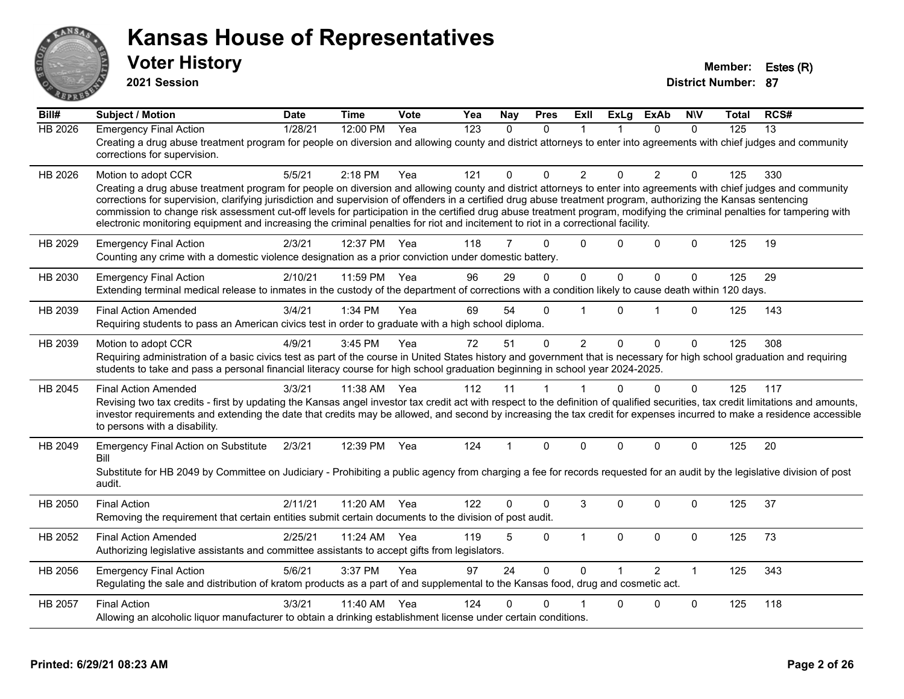# Kansas House of Representatives

## Voter History

**2021 Session**

**Member:** Estes (R)

**District Number:** 87

| Bill# | Subject / Motion | Date | Time | Vote | Yea | Nay | Pres | ExII | ExLg | ExAb | N\V | Total | RCS# |
|---|---|---|---|---|---|---|---|---|---|---|---|---|---|
| HB 2026 | Emergency Final Action | 1/28/21 | 12:00 PM | Yea | 123 | 0 | 0 | 1 | 1 | 0 | 0 | 125 | 13 |
| | Creating a drug abuse treatment program for people on diversion and allowing county and district attorneys to enter into agreements with chief judges and community corrections for supervision. | | | | | | | | | | | | |
| HB 2026 | Motion to adopt CCR | 5/5/21 | 2:18 PM | Yea | 121 | 0 | 0 | 2 | 0 | 2 | 0 | 125 | 330 |
| | Creating a drug abuse treatment program for people on diversion and allowing county and district attorneys to enter into agreements with chief judges and community corrections for supervision, clarifying jurisdiction and supervision of offenders in a certified drug abuse treatment program, authorizing the Kansas sentencing commission to change risk assessment cut-off levels for participation in the certified drug abuse treatment program, modifying the criminal penalties for tampering with electronic monitoring equipment and increasing the criminal penalties for riot and incitement to riot in a correctional facility. | | | | | | | | | | | | |
| HB 2029 | Emergency Final Action | 2/3/21 | 12:37 PM | Yea | 118 | 7 | 0 | 0 | 0 | 0 | 0 | 125 | 19 |
| | Counting any crime with a domestic violence designation as a prior conviction under domestic battery. | | | | | | | | | | | | |
| HB 2030 | Emergency Final Action | 2/10/21 | 11:59 PM | Yea | 96 | 29 | 0 | 0 | 0 | 0 | 0 | 125 | 29 |
| | Extending terminal medical release to inmates in the custody of the department of corrections with a condition likely to cause death within 120 days. | | | | | | | | | | | | |
| HB 2039 | Final Action Amended | 3/4/21 | 1:34 PM | Yea | 69 | 54 | 0 | 1 | 0 | 1 | 0 | 125 | 143 |
| | Requiring students to pass an American civics test in order to graduate with a high school diploma. | | | | | | | | | | | | |
| HB 2039 | Motion to adopt CCR | 4/9/21 | 3:45 PM | Yea | 72 | 51 | 0 | 2 | 0 | 0 | 0 | 125 | 308 |
| | Requiring administration of a basic civics test as part of the course in United States history and government that is necessary for high school graduation and requiring students to take and pass a personal financial literacy course for high school graduation beginning in school year 2024-2025. | | | | | | | | | | | | |
| HB 2045 | Final Action Amended | 3/3/21 | 11:38 AM | Yea | 112 | 11 | 1 | 1 | 0 | 0 | 0 | 125 | 117 |
| | Revising two tax credits - first by updating the Kansas angel investor tax credit act with respect to the definition of qualified securities, tax credit limitations and amounts, investor requirements and extending the date that credits may be allowed, and second by increasing the tax credit for expenses incurred to make a residence accessible to persons with a disability. | | | | | | | | | | | | |
| HB 2049 | Emergency Final Action on Substitute Bill | 2/3/21 | 12:39 PM | Yea | 124 | 1 | 0 | 0 | 0 | 0 | 0 | 125 | 20 |
| | Substitute for HB 2049 by Committee on Judiciary - Prohibiting a public agency from charging a fee for records requested for an audit by the legislative division of post audit. | | | | | | | | | | | | |
| HB 2050 | Final Action | 2/11/21 | 11:20 AM | Yea | 122 | 0 | 0 | 3 | 0 | 0 | 0 | 125 | 37 |
| | Removing the requirement that certain entities submit certain documents to the division of post audit. | | | | | | | | | | | | |
| HB 2052 | Final Action Amended | 2/25/21 | 11:24 AM | Yea | 119 | 5 | 0 | 1 | 0 | 0 | 0 | 125 | 73 |
| | Authorizing legislative assistants and committee assistants to accept gifts from legislators. | | | | | | | | | | | | |
| HB 2056 | Emergency Final Action | 5/6/21 | 3:37 PM | Yea | 97 | 24 | 0 | 0 | 1 | 2 | 1 | 125 | 343 |
| | Regulating the sale and distribution of kratom products as a part of and supplemental to the Kansas food, drug and cosmetic act. | | | | | | | | | | | | |
| HB 2057 | Final Action | 3/3/21 | 11:40 AM | Yea | 124 | 0 | 0 | 1 | 0 | 0 | 0 | 125 | 118 |
| | Allowing an alcoholic liquor manufacturer to obtain a drinking establishment license under certain conditions. | | | | | | | | | | | | |

**Printed: 6/29/21 08:23 AM**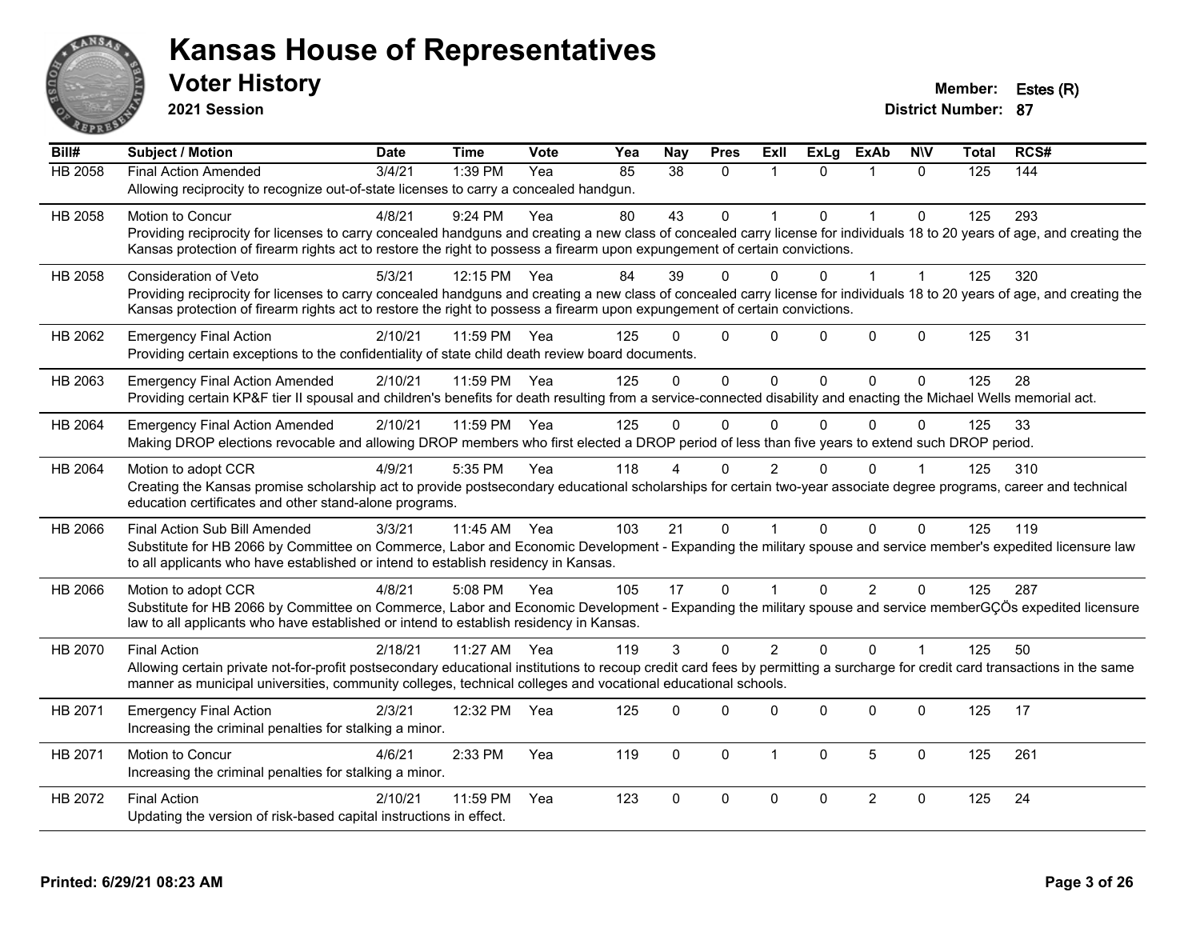# Kansas House of Representatives

## Voter History

**2021 Session**

**Member:** Estes (R)

**District Number:** 87

| Bill# | Subject / Motion | Date | Time | Vote | Yea | Nay | Pres | ExII | ExLg | ExAb | N\V | Total | RCS# |
|---|---|---|---|---|---|---|---|---|---|---|---|---|---|
| HB 2058 | Final Action Amended | 3/4/21 | 1:39 PM | Yea | 85 | 38 | 0 | 1 | 0 | 1 | 0 | 125 | 144 |
| | Allowing reciprocity to recognize out-of-state licenses to carry a concealed handgun. | | | | | | | | | | | | |
| HB 2058 | Motion to Concur | 4/8/21 | 9:24 PM | Yea | 80 | 43 | 0 | 1 | 0 | 1 | 0 | 125 | 293 |
| | Providing reciprocity for licenses to carry concealed handguns and creating a new class of concealed carry license for individuals 18 to 20 years of age, and creating the Kansas protection of firearm rights act to restore the right to possess a firearm upon expungement of certain convictions. | | | | | | | | | | | | |
| HB 2058 | Consideration of Veto | 5/3/21 | 12:15 PM | Yea | 84 | 39 | 0 | 0 | 0 | 1 | 1 | 125 | 320 |
| | Providing reciprocity for licenses to carry concealed handguns and creating a new class of concealed carry license for individuals 18 to 20 years of age, and creating the Kansas protection of firearm rights act to restore the right to possess a firearm upon expungement of certain convictions. | | | | | | | | | | | | |
| HB 2062 | Emergency Final Action | 2/10/21 | 11:59 PM | Yea | 125 | 0 | 0 | 0 | 0 | 0 | 0 | 125 | 31 |
| | Providing certain exceptions to the confidentiality of state child death review board documents. | | | | | | | | | | | | |
| HB 2063 | Emergency Final Action Amended | 2/10/21 | 11:59 PM | Yea | 125 | 0 | 0 | 0 | 0 | 0 | 0 | 125 | 28 |
| | Providing certain KP&F tier II spousal and children's benefits for death resulting from a service-connected disability and enacting the Michael Wells memorial act. | | | | | | | | | | | | |
| HB 2064 | Emergency Final Action Amended | 2/10/21 | 11:59 PM | Yea | 125 | 0 | 0 | 0 | 0 | 0 | 0 | 125 | 33 |
| | Making DROP elections revocable and allowing DROP members who first elected a DROP period of less than five years to extend such DROP period. | | | | | | | | | | | | |
| HB 2064 | Motion to adopt CCR | 4/9/21 | 5:35 PM | Yea | 118 | 4 | 0 | 2 | 0 | 0 | 1 | 125 | 310 |
| | Creating the Kansas promise scholarship act to provide postsecondary educational scholarships for certain two-year associate degree programs, career and technical education certificates and other stand-alone programs. | | | | | | | | | | | | |
| HB 2066 | Final Action Sub Bill Amended | 3/3/21 | 11:45 AM | Yea | 103 | 21 | 0 | 1 | 0 | 0 | 0 | 125 | 119 |
| | Substitute for HB 2066 by Committee on Commerce, Labor and Economic Development - Expanding the military spouse and service member's expedited licensure law to all applicants who have established or intend to establish residency in Kansas. | | | | | | | | | | | | |
| HB 2066 | Motion to adopt CCR | 4/8/21 | 5:08 PM | Yea | 105 | 17 | 0 | 1 | 0 | 2 | 0 | 125 | 287 |
| | Substitute for HB 2066 by Committee on Commerce, Labor and Economic Development - Expanding the military spouse and service memberGÇÖs expedited licensure law to all applicants who have established or intend to establish residency in Kansas. | | | | | | | | | | | | |
| HB 2070 | Final Action | 2/18/21 | 11:27 AM | Yea | 119 | 3 | 0 | 2 | 0 | 0 | 1 | 125 | 50 |
| | Allowing certain private not-for-profit postsecondary educational institutions to recoup credit card fees by permitting a surcharge for credit card transactions in the same manner as municipal universities, community colleges, technical colleges and vocational educational schools. | | | | | | | | | | | | |
| HB 2071 | Emergency Final Action | 2/3/21 | 12:32 PM | Yea | 125 | 0 | 0 | 0 | 0 | 0 | 0 | 125 | 17 |
| | Increasing the criminal penalties for stalking a minor. | | | | | | | | | | | | |
| HB 2071 | Motion to Concur | 4/6/21 | 2:33 PM | Yea | 119 | 0 | 0 | 1 | 0 | 5 | 0 | 125 | 261 |
| | Increasing the criminal penalties for stalking a minor. | | | | | | | | | | | | |
| HB 2072 | Final Action | 2/10/21 | 11:59 PM | Yea | 123 | 0 | 0 | 0 | 0 | 2 | 0 | 125 | 24 |
| | Updating the version of risk-based capital instructions in effect. | | | | | | | | | | | | |

**Printed: 6/29/21 08:23 AM**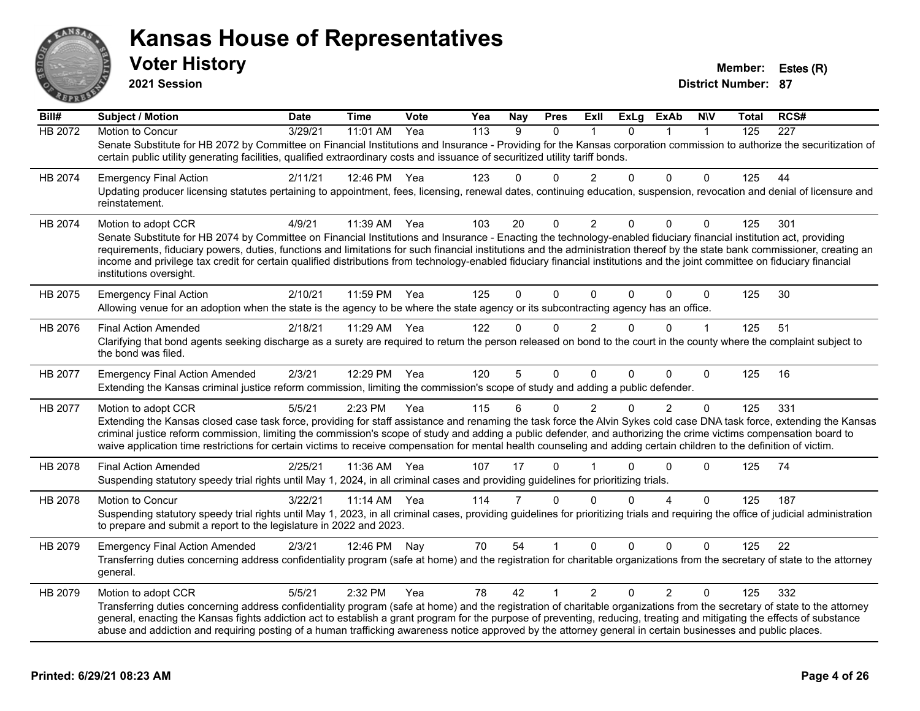# Kansas House of Representatives

## Voter History

**2021 Session**

**Member:** Estes (R)
**District Number:** 87

| Bill# | Subject / Motion | Date | Time | Vote | Yea | Nay | Pres | ExlI | ExLg | ExAb | N\V | Total | RCS# |
|---|---|---|---|---|---|---|---|---|---|---|---|---|---|
| HB 2072 | Motion to Concur | 3/29/21 | 11:01 AM | Yea | 113 | 9 | 0 | 1 | 0 | 1 | 1 | 125 | 227 |
| | Senate Substitute for HB 2072 by Committee on Financial Institutions and Insurance - Providing for the Kansas corporation commission to authorize the securitization of certain public utility generating facilities, qualified extraordinary costs and issuance of securitized utility tariff bonds. | | | | | | | | | | | | |
| HB 2074 | Emergency Final Action | 2/11/21 | 12:46 PM | Yea | 123 | 0 | 0 | 2 | 0 | 0 | 0 | 125 | 44 |
| | Updating producer licensing statutes pertaining to appointment, fees, licensing, renewal dates, continuing education, suspension, revocation and denial of licensure and reinstatement. | | | | | | | | | | | | |
| HB 2074 | Motion to adopt CCR | 4/9/21 | 11:39 AM | Yea | 103 | 20 | 0 | 2 | 0 | 0 | 0 | 125 | 301 |
| | Senate Substitute for HB 2074 by Committee on Financial Institutions and Insurance - Enacting the technology-enabled fiduciary financial institution act, providing requirements, fiduciary powers, duties, functions and limitations for such financial institutions and the administration thereof by the state bank commissioner, creating an income and privilege tax credit for certain qualified distributions from technology-enabled fiduciary financial institutions and the joint committee on fiduciary financial institutions oversight. | | | | | | | | | | | | |
| HB 2075 | Emergency Final Action | 2/10/21 | 11:59 PM | Yea | 125 | 0 | 0 | 0 | 0 | 0 | 0 | 125 | 30 |
| | Allowing venue for an adoption when the state is the agency to be where the state agency or its subcontracting agency has an office. | | | | | | | | | | | | |
| HB 2076 | Final Action Amended | 2/18/21 | 11:29 AM | Yea | 122 | 0 | 0 | 2 | 0 | 0 | 1 | 125 | 51 |
| | Clarifying that bond agents seeking discharge as a surety are required to return the person released on bond to the court in the county where the complaint subject to the bond was filed. | | | | | | | | | | | | |
| HB 2077 | Emergency Final Action Amended | 2/3/21 | 12:29 PM | Yea | 120 | 5 | 0 | 0 | 0 | 0 | 0 | 125 | 16 |
| | Extending the Kansas criminal justice reform commission, limiting the commission's scope of study and adding a public defender. | | | | | | | | | | | | |
| HB 2077 | Motion to adopt CCR | 5/5/21 | 2:23 PM | Yea | 115 | 6 | 0 | 2 | 0 | 2 | 0 | 125 | 331 |
| | Extending the Kansas closed case task force, providing for staff assistance and renaming the task force the Alvin Sykes cold case DNA task force, extending the Kansas criminal justice reform commission, limiting the commission's scope of study and adding a public defender, and authorizing the crime victims compensation board to waive application time restrictions for certain victims to receive compensation for mental health counseling and adding certain children to the definition of victim. | | | | | | | | | | | | |
| HB 2078 | Final Action Amended | 2/25/21 | 11:36 AM | Yea | 107 | 17 | 0 | 1 | 0 | 0 | 0 | 125 | 74 |
| | Suspending statutory speedy trial rights until May 1, 2024, in all criminal cases and providing guidelines for prioritizing trials. | | | | | | | | | | | | |
| HB 2078 | Motion to Concur | 3/22/21 | 11:14 AM | Yea | 114 | 7 | 0 | 0 | 0 | 4 | 0 | 125 | 187 |
| | Suspending statutory speedy trial rights until May 1, 2023, in all criminal cases, providing guidelines for prioritizing trials and requiring the office of judicial administration to prepare and submit a report to the legislature in 2022 and 2023. | | | | | | | | | | | | |
| HB 2079 | Emergency Final Action Amended | 2/3/21 | 12:46 PM | Nay | 70 | 54 | 1 | 0 | 0 | 0 | 0 | 125 | 22 |
| | Transferring duties concerning address confidentiality program (safe at home) and the registration for charitable organizations from the secretary of state to the attorney general. | | | | | | | | | | | | |
| HB 2079 | Motion to adopt CCR | 5/5/21 | 2:32 PM | Yea | 78 | 42 | 1 | 2 | 0 | 2 | 0 | 125 | 332 |
| | Transferring duties concerning address confidentiality program (safe at home) and the registration of charitable organizations from the secretary of state to the attorney general, enacting the Kansas fights addiction act to establish a grant program for the purpose of preventing, reducing, treating and mitigating the effects of substance abuse and addiction and requiring posting of a human trafficking awareness notice approved by the attorney general in certain businesses and public places. | | | | | | | | | | | | |

**Printed: 6/29/21 08:23 AM**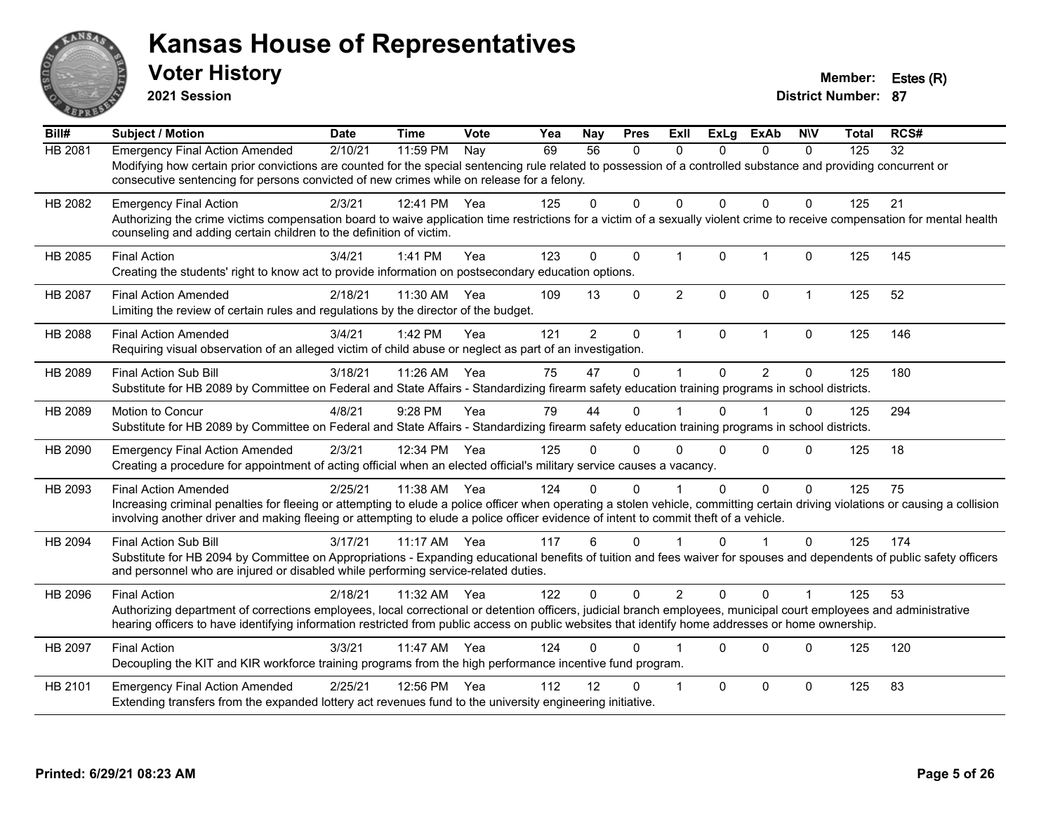# Kansas House of Representatives

## Voter History

**2021 Session**

**Member:** Estes (R)
**District Number:** 87

| Bill# | Subject / Motion | Date | Time | Vote | Yea | Nay | Pres | ExII | ExLg | ExAb | N\V | Total | RCS# |
|---|---|---|---|---|---|---|---|---|---|---|---|---|---|
| HB 2081 | Emergency Final Action Amended | 2/10/21 | 11:59 PM | Nay | 69 | 56 | 0 | 0 | 0 | 0 | 0 | 125 | 32 |
| | Modifying how certain prior convictions are counted for the special sentencing rule related to possession of a controlled substance and providing concurrent or consecutive sentencing for persons convicted of new crimes while on release for a felony. | | | | | | | | | | | | |
| HB 2082 | Emergency Final Action | 2/3/21 | 12:41 PM | Yea | 125 | 0 | 0 | 0 | 0 | 0 | 0 | 125 | 21 |
| | Authorizing the crime victims compensation board to waive application time restrictions for a victim of a sexually violent crime to receive compensation for mental health counseling and adding certain children to the definition of victim. | | | | | | | | | | | | |
| HB 2085 | Final Action | 3/4/21 | 1:41 PM | Yea | 123 | 0 | 0 | 1 | 0 | 1 | 0 | 125 | 145 |
| | Creating the students' right to know act to provide information on postsecondary education options. | | | | | | | | | | | | |
| HB 2087 | Final Action Amended | 2/18/21 | 11:30 AM | Yea | 109 | 13 | 0 | 2 | 0 | 0 | 1 | 125 | 52 |
| | Limiting the review of certain rules and regulations by the director of the budget. | | | | | | | | | | | | |
| HB 2088 | Final Action Amended | 3/4/21 | 1:42 PM | Yea | 121 | 2 | 0 | 1 | 0 | 1 | 0 | 125 | 146 |
| | Requiring visual observation of an alleged victim of child abuse or neglect as part of an investigation. | | | | | | | | | | | | |
| HB 2089 | Final Action Sub Bill | 3/18/21 | 11:26 AM | Yea | 75 | 47 | 0 | 1 | 0 | 2 | 0 | 125 | 180 |
| | Substitute for HB 2089 by Committee on Federal and State Affairs - Standardizing firearm safety education training programs in school districts. | | | | | | | | | | | | |
| HB 2089 | Motion to Concur | 4/8/21 | 9:28 PM | Yea | 79 | 44 | 0 | 1 | 0 | 1 | 0 | 125 | 294 |
| | Substitute for HB 2089 by Committee on Federal and State Affairs - Standardizing firearm safety education training programs in school districts. | | | | | | | | | | | | |
| HB 2090 | Emergency Final Action Amended | 2/3/21 | 12:34 PM | Yea | 125 | 0 | 0 | 0 | 0 | 0 | 0 | 125 | 18 |
| | Creating a procedure for appointment of acting official when an elected official's military service causes a vacancy. | | | | | | | | | | | | |
| HB 2093 | Final Action Amended | 2/25/21 | 11:38 AM | Yea | 124 | 0 | 0 | 1 | 0 | 0 | 0 | 125 | 75 |
| | Increasing criminal penalties for fleeing or attempting to elude a police officer when operating a stolen vehicle, committing certain driving violations or causing a collision involving another driver and making fleeing or attempting to elude a police officer evidence of intent to commit theft of a vehicle. | | | | | | | | | | | | |
| HB 2094 | Final Action Sub Bill | 3/17/21 | 11:17 AM | Yea | 117 | 6 | 0 | 1 | 0 | 1 | 0 | 125 | 174 |
| | Substitute for HB 2094 by Committee on Appropriations - Expanding educational benefits of tuition and fees waiver for spouses and dependents of public safety officers and personnel who are injured or disabled while performing service-related duties. | | | | | | | | | | | | |
| HB 2096 | Final Action | 2/18/21 | 11:32 AM | Yea | 122 | 0 | 0 | 2 | 0 | 0 | 1 | 125 | 53 |
| | Authorizing department of corrections employees, local correctional or detention officers, judicial branch employees, municipal court employees and administrative hearing officers to have identifying information restricted from public access on public websites that identify home addresses or home ownership. | | | | | | | | | | | | |
| HB 2097 | Final Action | 3/3/21 | 11:47 AM | Yea | 124 | 0 | 0 | 1 | 0 | 0 | 0 | 125 | 120 |
| | Decoupling the KIT and KIR workforce training programs from the high performance incentive fund program. | | | | | | | | | | | | |
| HB 2101 | Emergency Final Action Amended | 2/25/21 | 12:56 PM | Yea | 112 | 12 | 0 | 1 | 0 | 0 | 0 | 125 | 83 |
| | Extending transfers from the expanded lottery act revenues fund to the university engineering initiative. | | | | | | | | | | | | |

**Printed: 6/29/21 08:23 AM**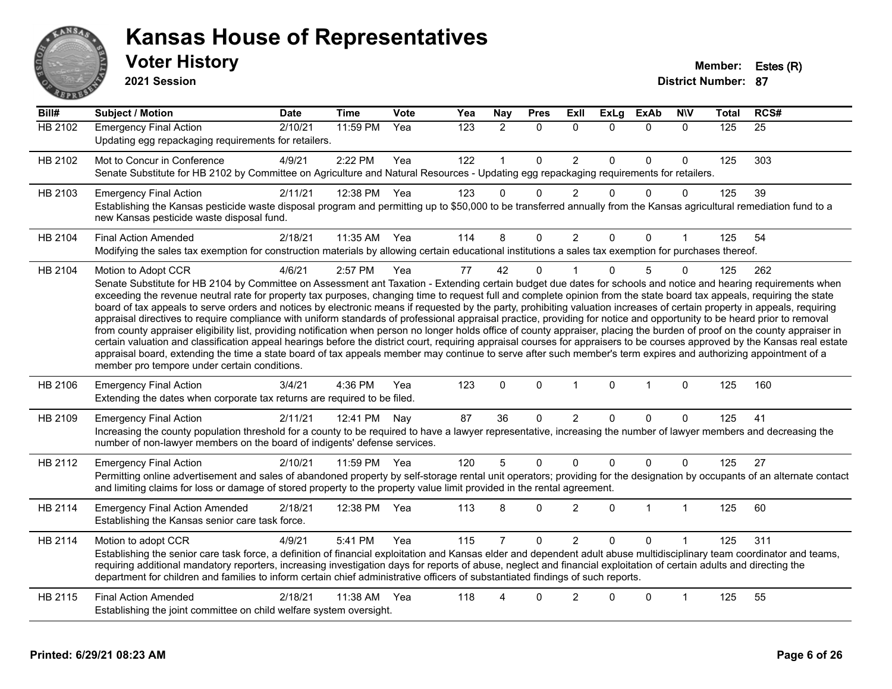# Kansas House of Representatives

## Voter History

**2021 Session**

**Member:** Estes (R)
**District Number:** 87

| Bill# | Subject / Motion | Date | Time | Vote | Yea | Nay | Pres | ExII | ExLg | ExAb | N\V | Total | RCS# |
|---|---|---|---|---|---|---|---|---|---|---|---|---|---|
| HB 2102 | Emergency Final Action | 2/10/21 | 11:59 PM | Yea | 123 | 2 | 0 | 0 | 0 | 0 | 0 | 125 | 25 |
| | Updating egg repackaging requirements for retailers. | | | | | | | | | | | | |
| HB 2102 | Mot to Concur in Conference | 4/9/21 | 2:22 PM | Yea | 122 | 1 | 0 | 2 | 0 | 0 | 0 | 125 | 303 |
| | Senate Substitute for HB 2102 by Committee on Agriculture and Natural Resources - Updating egg repackaging requirements for retailers. | | | | | | | | | | | | |
| HB 2103 | Emergency Final Action | 2/11/21 | 12:38 PM | Yea | 123 | 0 | 0 | 2 | 0 | 0 | 0 | 125 | 39 |
| | Establishing the Kansas pesticide waste disposal program and permitting up to $50,000 to be transferred annually from the Kansas agricultural remediation fund to a new Kansas pesticide waste disposal fund. | | | | | | | | | | | | |
| HB 2104 | Final Action Amended | 2/18/21 | 11:35 AM | Yea | 114 | 8 | 0 | 2 | 0 | 0 | 1 | 125 | 54 |
| | Modifying the sales tax exemption for construction materials by allowing certain educational institutions a sales tax exemption for purchases thereof. | | | | | | | | | | | | |
| HB 2104 | Motion to Adopt CCR | 4/6/21 | 2:57 PM | Yea | 77 | 42 | 0 | 1 | 0 | 5 | 0 | 125 | 262 |
| | Senate Substitute for HB 2104 by Committee on Assessment ant Taxation - Extending certain budget due dates for schools and notice and hearing requirements when exceeding the revenue neutral rate for property tax purposes, changing time to request full and complete opinion from the state board tax appeals, requiring the state board of tax appeals to serve orders and notices by electronic means if requested by the party, prohibiting valuation increases of certain property in appeals, requiring appraisal directives to require compliance with uniform standards of professional appraisal practice, providing for notice and opportunity to be heard prior to removal from county appraiser eligibility list, providing notification when person no longer holds office of county appraiser, placing the burden of proof on the county appraiser in certain valuation and classification appeal hearings before the district court, requiring appraisal courses for appraisers to be courses approved by the Kansas real estate appraisal board, extending the time a state board of tax appeals member may continue to serve after such member's term expires and authorizing appointment of a member pro tempore under certain conditions. | | | | | | | | | | | | |
| HB 2106 | Emergency Final Action | 3/4/21 | 4:36 PM | Yea | 123 | 0 | 0 | 1 | 0 | 1 | 0 | 125 | 160 |
| | Extending the dates when corporate tax returns are required to be filed. | | | | | | | | | | | | |
| HB 2109 | Emergency Final Action | 2/11/21 | 12:41 PM | Nay | 87 | 36 | 0 | 2 | 0 | 0 | 0 | 125 | 41 |
| | Increasing the county population threshold for a county to be required to have a lawyer representative, increasing the number of lawyer members and decreasing the number of non-lawyer members on the board of indigents' defense services. | | | | | | | | | | | | |
| HB 2112 | Emergency Final Action | 2/10/21 | 11:59 PM | Yea | 120 | 5 | 0 | 0 | 0 | 0 | 0 | 125 | 27 |
| | Permitting online advertisement and sales of abandoned property by self-storage rental unit operators; providing for the designation by occupants of an alternate contact and limiting claims for loss or damage of stored property to the property value limit provided in the rental agreement. | | | | | | | | | | | | |
| HB 2114 | Emergency Final Action Amended | 2/18/21 | 12:38 PM | Yea | 113 | 8 | 0 | 2 | 0 | 1 | 1 | 125 | 60 |
| | Establishing the Kansas senior care task force. | | | | | | | | | | | | |
| HB 2114 | Motion to adopt CCR | 4/9/21 | 5:41 PM | Yea | 115 | 7 | 0 | 2 | 0 | 0 | 1 | 125 | 311 |
| | Establishing the senior care task force, a definition of financial exploitation and Kansas elder and dependent adult abuse multidisciplinary team coordinator and teams, requiring additional mandatory reporters, increasing investigation days for reports of abuse, neglect and financial exploitation of certain adults and directing the department for children and families to inform certain chief administrative officers of substantiated findings of such reports. | | | | | | | | | | | | |
| HB 2115 | Final Action Amended | 2/18/21 | 11:38 AM | Yea | 118 | 4 | 0 | 2 | 0 | 0 | 1 | 125 | 55 |
| | Establishing the joint committee on child welfare system oversight. | | | | | | | | | | | | |

Printed: 6/29/21 08:23 AM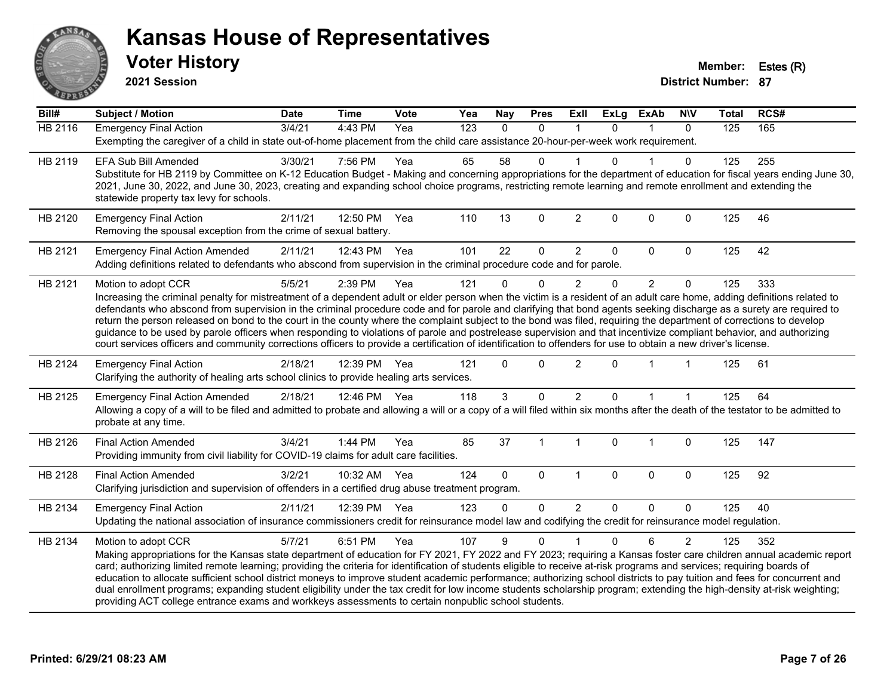# Kansas House of Representatives

## Voter History

**2021 Session**

**Member:** Estes (R)
**District Number:** 87

| Bill# | Subject / Motion | Date | Time | Vote | Yea | Nay | Pres | ExII | ExLg | ExAb | N\V | Total | RCS# |
|---|---|---|---|---|---|---|---|---|---|---|---|---|---|
| HB 2116 | Emergency Final Action | 3/4/21 | 4:43 PM | Yea | 123 | 0 | 0 | 1 | 0 | 1 | 0 | 125 | 165 |
| | Exempting the caregiver of a child in state out-of-home placement from the child care assistance 20-hour-per-week work requirement. | | | | | | | | | | | | |
| HB 2119 | EFA Sub Bill Amended | 3/30/21 | 7:56 PM | Yea | 65 | 58 | 0 | 1 | 0 | 1 | 0 | 125 | 255 |
| | Substitute for HB 2119 by Committee on K-12 Education Budget - Making and concerning appropriations for the department of education for fiscal years ending June 30, 2021, June 30, 2022, and June 30, 2023, creating and expanding school choice programs, restricting remote learning and remote enrollment and extending the statewide property tax levy for schools. | | | | | | | | | | | | |
| HB 2120 | Emergency Final Action | 2/11/21 | 12:50 PM | Yea | 110 | 13 | 0 | 2 | 0 | 0 | 0 | 125 | 46 |
| | Removing the spousal exception from the crime of sexual battery. | | | | | | | | | | | | |
| HB 2121 | Emergency Final Action Amended | 2/11/21 | 12:43 PM | Yea | 101 | 22 | 0 | 2 | 0 | 0 | 0 | 125 | 42 |
| | Adding definitions related to defendants who abscond from supervision in the criminal procedure code and for parole. | | | | | | | | | | | | |
| HB 2121 | Motion to adopt CCR | 5/5/21 | 2:39 PM | Yea | 121 | 0 | 0 | 2 | 0 | 2 | 0 | 125 | 333 |
| | Increasing the criminal penalty for mistreatment of a dependent adult or elder person when the victim is a resident of an adult care home, adding definitions related to defendants who abscond from supervision in the criminal procedure code and for parole and clarifying that bond agents seeking discharge as a surety are required to return the person released on bond to the court in the county where the complaint subject to the bond was filed, requiring the department of corrections to develop guidance to be used by parole officers when responding to violations of parole and postrelease supervision and that incentivize compliant behavior, and authorizing court services officers and community corrections officers to provide a certification of identification to offenders for use to obtain a new driver's license. | | | | | | | | | | | | |
| HB 2124 | Emergency Final Action | 2/18/21 | 12:39 PM | Yea | 121 | 0 | 0 | 2 | 0 | 1 | 1 | 125 | 61 |
| | Clarifying the authority of healing arts school clinics to provide healing arts services. | | | | | | | | | | | | |
| HB 2125 | Emergency Final Action Amended | 2/18/21 | 12:46 PM | Yea | 118 | 3 | 0 | 2 | 0 | 1 | 1 | 125 | 64 |
| | Allowing a copy of a will to be filed and admitted to probate and allowing a will or a copy of a will filed within six months after the death of the testator to be admitted to probate at any time. | | | | | | | | | | | | |
| HB 2126 | Final Action Amended | 3/4/21 | 1:44 PM | Yea | 85 | 37 | 1 | 1 | 0 | 1 | 0 | 125 | 147 |
| | Providing immunity from civil liability for COVID-19 claims for adult care facilities. | | | | | | | | | | | | |
| HB 2128 | Final Action Amended | 3/2/21 | 10:32 AM | Yea | 124 | 0 | 0 | 1 | 0 | 0 | 0 | 125 | 92 |
| | Clarifying jurisdiction and supervision of offenders in a certified drug abuse treatment program. | | | | | | | | | | | | |
| HB 2134 | Emergency Final Action | 2/11/21 | 12:39 PM | Yea | 123 | 0 | 0 | 2 | 0 | 0 | 0 | 125 | 40 |
| | Updating the national association of insurance commissioners credit for reinsurance model law and codifying the credit for reinsurance model regulation. | | | | | | | | | | | | |
| HB 2134 | Motion to adopt CCR | 5/7/21 | 6:51 PM | Yea | 107 | 9 | 0 | 1 | 0 | 6 | 2 | 125 | 352 |
| | Making appropriations for the Kansas state department of education for FY 2021, FY 2022 and FY 2023; requiring a Kansas foster care children annual academic report card; authorizing limited remote learning; providing the criteria for identification of students eligible to receive at-risk programs and services; requiring boards of education to allocate sufficient school district moneys to improve student academic performance; authorizing school districts to pay tuition and fees for concurrent and dual enrollment programs; expanding student eligibility under the tax credit for low income students scholarship program; extending the high-density at-risk weighting; providing ACT college entrance exams and workkeys assessments to certain nonpublic school students. | | | | | | | | | | | | |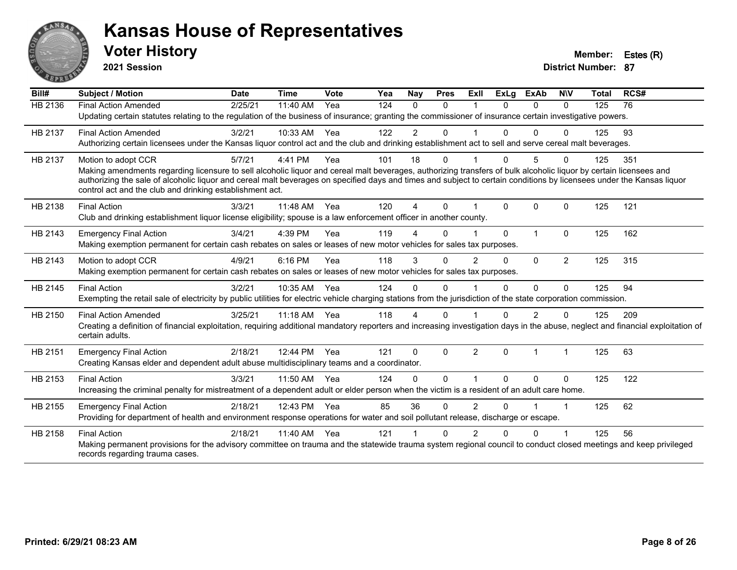# Kansas House of Representatives

## Voter History

**2021 Session**

**Member:** Estes (R)

**District Number:** 87

| Bill# | Subject / Motion | Date | Time | Vote | Yea | Nay | Pres | ExII | ExLg | ExAb | N\V | Total | RCS# |
|---|---|---|---|---|---|---|---|---|---|---|---|---|---|
| HB 2136 | Final Action Amended | 2/25/21 | 11:40 AM | Yea | 124 | 0 | 0 | 1 | 0 | 0 | 0 | 125 | 76 |
| | Updating certain statutes relating to the regulation of the business of insurance; granting the commissioner of insurance certain investigative powers. | | | | | | | | | | | | |
| HB 2137 | Final Action Amended | 3/2/21 | 10:33 AM | Yea | 122 | 2 | 0 | 1 | 0 | 0 | 0 | 125 | 93 |
| | Authorizing certain licensees under the Kansas liquor control act and the club and drinking establishment act to sell and serve cereal malt beverages. | | | | | | | | | | | | |
| HB 2137 | Motion to adopt CCR | 5/7/21 | 4:41 PM | Yea | 101 | 18 | 0 | 1 | 0 | 5 | 0 | 125 | 351 |
| | Making amendments regarding licensure to sell alcoholic liquor and cereal malt beverages, authorizing transfers of bulk alcoholic liquor by certain licensees and authorizing the sale of alcoholic liquor and cereal malt beverages on specified days and times and subject to certain conditions by licensees under the Kansas liquor control act and the club and drinking establishment act. | | | | | | | | | | | | |
| HB 2138 | Final Action | 3/3/21 | 11:48 AM | Yea | 120 | 4 | 0 | 1 | 0 | 0 | 0 | 125 | 121 |
| | Club and drinking establishment liquor license eligibility; spouse is a law enforcement officer in another county. | | | | | | | | | | | | |
| HB 2143 | Emergency Final Action | 3/4/21 | 4:39 PM | Yea | 119 | 4 | 0 | 1 | 0 | 1 | 0 | 125 | 162 |
| | Making exemption permanent for certain cash rebates on sales or leases of new motor vehicles for sales tax purposes. | | | | | | | | | | | | |
| HB 2143 | Motion to adopt CCR | 4/9/21 | 6:16 PM | Yea | 118 | 3 | 0 | 2 | 0 | 0 | 2 | 125 | 315 |
| | Making exemption permanent for certain cash rebates on sales or leases of new motor vehicles for sales tax purposes. | | | | | | | | | | | | |
| HB 2145 | Final Action | 3/2/21 | 10:35 AM | Yea | 124 | 0 | 0 | 1 | 0 | 0 | 0 | 125 | 94 |
| | Exempting the retail sale of electricity by public utilities for electric vehicle charging stations from the jurisdiction of the state corporation commission. | | | | | | | | | | | | |
| HB 2150 | Final Action Amended | 3/25/21 | 11:18 AM | Yea | 118 | 4 | 0 | 1 | 0 | 2 | 0 | 125 | 209 |
| | Creating a definition of financial exploitation, requiring additional mandatory reporters and increasing investigation days in the abuse, neglect and financial exploitation of certain adults. | | | | | | | | | | | | |
| HB 2151 | Emergency Final Action | 2/18/21 | 12:44 PM | Yea | 121 | 0 | 0 | 2 | 0 | 1 | 1 | 125 | 63 |
| | Creating Kansas elder and dependent adult abuse multidisciplinary teams and a coordinator. | | | | | | | | | | | | |
| HB 2153 | Final Action | 3/3/21 | 11:50 AM | Yea | 124 | 0 | 0 | 1 | 0 | 0 | 0 | 125 | 122 |
| | Increasing the criminal penalty for mistreatment of a dependent adult or elder person when the victim is a resident of an adult care home. | | | | | | | | | | | | |
| HB 2155 | Emergency Final Action | 2/18/21 | 12:43 PM | Yea | 85 | 36 | 0 | 2 | 0 | 1 | 1 | 125 | 62 |
| | Providing for department of health and environment response operations for water and soil pollutant release, discharge or escape. | | | | | | | | | | | | |
| HB 2158 | Final Action | 2/18/21 | 11:40 AM | Yea | 121 | 1 | 0 | 2 | 0 | 0 | 1 | 125 | 56 |
| | Making permanent provisions for the advisory committee on trauma and the statewide trauma system regional council to conduct closed meetings and keep privileged records regarding trauma cases. | | | | | | | | | | | | |

**Printed: 6/29/21 08:23 AM**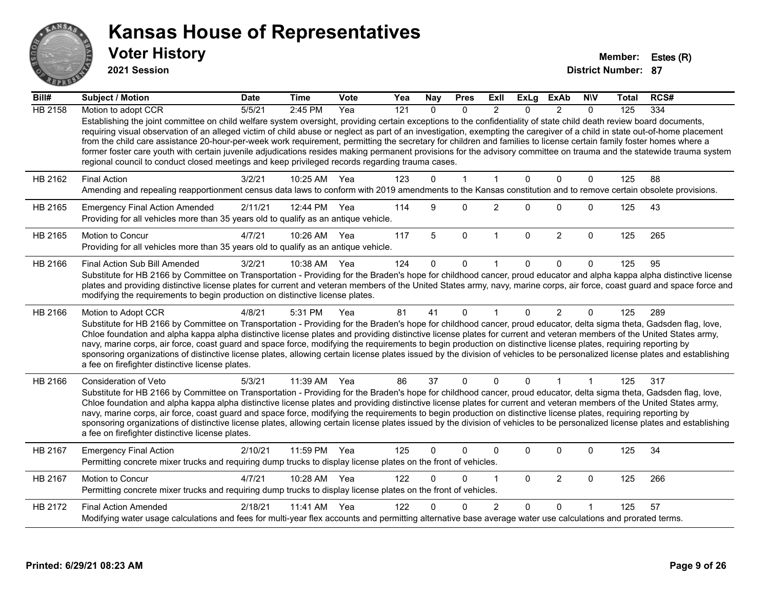# Kansas House of Representatives

## Voter History

**2021 Session**

**Member:** Estes (R)
**District Number:** 87

| Bill# | Subject / Motion | Date | Time | Vote | Yea | Nay | Pres | ExII | ExLg | ExAb | N\V | Total | RCS# |
|---|---|---|---|---|---|---|---|---|---|---|---|---|---|
| HB 2158 | Motion to adopt CCR | 5/5/21 | 2:45 PM | Yea | 121 | 0 | 0 | 2 | 0 | 2 | 0 | 125 | 334 |
| | Establishing the joint committee on child welfare system oversight, providing certain exceptions to the confidentiality of state child death review board documents, requiring visual observation of an alleged victim of child abuse or neglect as part of an investigation, exempting the caregiver of a child in state out-of-home placement from the child care assistance 20-hour-per-week work requirement, permitting the secretary for children and families to license certain family foster homes where a former foster care youth with certain juvenile adjudications resides making permanent provisions for the advisory committee on trauma and the statewide trauma system regional council to conduct closed meetings and keep privileged records regarding trauma cases. | | | | | | | | | | | | |
| HB 2162 | Final Action | 3/2/21 | 10:25 AM | Yea | 123 | 0 | 1 | 1 | 0 | 0 | 0 | 125 | 88 |
| | Amending and repealing reapportionment census data laws to conform with 2019 amendments to the Kansas constitution and to remove certain obsolete provisions. | | | | | | | | | | | | |
| HB 2165 | Emergency Final Action Amended | 2/11/21 | 12:44 PM | Yea | 114 | 9 | 0 | 2 | 0 | 0 | 0 | 125 | 43 |
| | Providing for all vehicles more than 35 years old to qualify as an antique vehicle. | | | | | | | | | | | | |
| HB 2165 | Motion to Concur | 4/7/21 | 10:26 AM | Yea | 117 | 5 | 0 | 1 | 0 | 2 | 0 | 125 | 265 |
| | Providing for all vehicles more than 35 years old to qualify as an antique vehicle. | | | | | | | | | | | | |
| HB 2166 | Final Action Sub Bill Amended | 3/2/21 | 10:38 AM | Yea | 124 | 0 | 0 | 1 | 0 | 0 | 0 | 125 | 95 |
| | Substitute for HB 2166 by Committee on Transportation - Providing for the Braden's hope for childhood cancer, proud educator and alpha kappa alpha distinctive license plates and providing distinctive license plates for current and veteran members of the United States army, navy, marine corps, air force, coast guard and space force and modifying the requirements to begin production on distinctive license plates. | | | | | | | | | | | | |
| HB 2166 | Motion to Adopt CCR | 4/8/21 | 5:31 PM | Yea | 81 | 41 | 0 | 1 | 0 | 2 | 0 | 125 | 289 |
| | Substitute for HB 2166 by Committee on Transportation - Providing for the Braden's hope for childhood cancer, proud educator, delta sigma theta, Gadsden flag, love, Chloe foundation and alpha kappa alpha distinctive license plates and providing distinctive license plates for current and veteran members of the United States army, navy, marine corps, air force, coast guard and space force, modifying the requirements to begin production on distinctive license plates, requiring reporting by sponsoring organizations of distinctive license plates, allowing certain license plates issued by the division of vehicles to be personalized license plates and establishing a fee on firefighter distinctive license plates. | | | | | | | | | | | | |
| HB 2166 | Consideration of Veto | 5/3/21 | 11:39 AM | Yea | 86 | 37 | 0 | 0 | 0 | 1 | 1 | 125 | 317 |
| | Substitute for HB 2166 by Committee on Transportation - Providing for the Braden's hope for childhood cancer, proud educator, delta sigma theta, Gadsden flag, love, Chloe foundation and alpha kappa alpha distinctive license plates and providing distinctive license plates for current and veteran members of the United States army, navy, marine corps, air force, coast guard and space force, modifying the requirements to begin production on distinctive license plates, requiring reporting by sponsoring organizations of distinctive license plates, allowing certain license plates issued by the division of vehicles to be personalized license plates and establishing a fee on firefighter distinctive license plates. | | | | | | | | | | | | |
| HB 2167 | Emergency Final Action | 2/10/21 | 11:59 PM | Yea | 125 | 0 | 0 | 0 | 0 | 0 | 0 | 125 | 34 |
| | Permitting concrete mixer trucks and requiring dump trucks to display license plates on the front of vehicles. | | | | | | | | | | | | |
| HB 2167 | Motion to Concur | 4/7/21 | 10:28 AM | Yea | 122 | 0 | 0 | 1 | 0 | 2 | 0 | 125 | 266 |
| | Permitting concrete mixer trucks and requiring dump trucks to display license plates on the front of vehicles. | | | | | | | | | | | | |
| HB 2172 | Final Action Amended | 2/18/21 | 11:41 AM | Yea | 122 | 0 | 0 | 2 | 0 | 0 | 1 | 125 | 57 |
| | Modifying water usage calculations and fees for multi-year flex accounts and permitting alternative base average water use calculations and prorated terms. | | | | | | | | | | | | |

Printed: 6/29/21 08:23 AM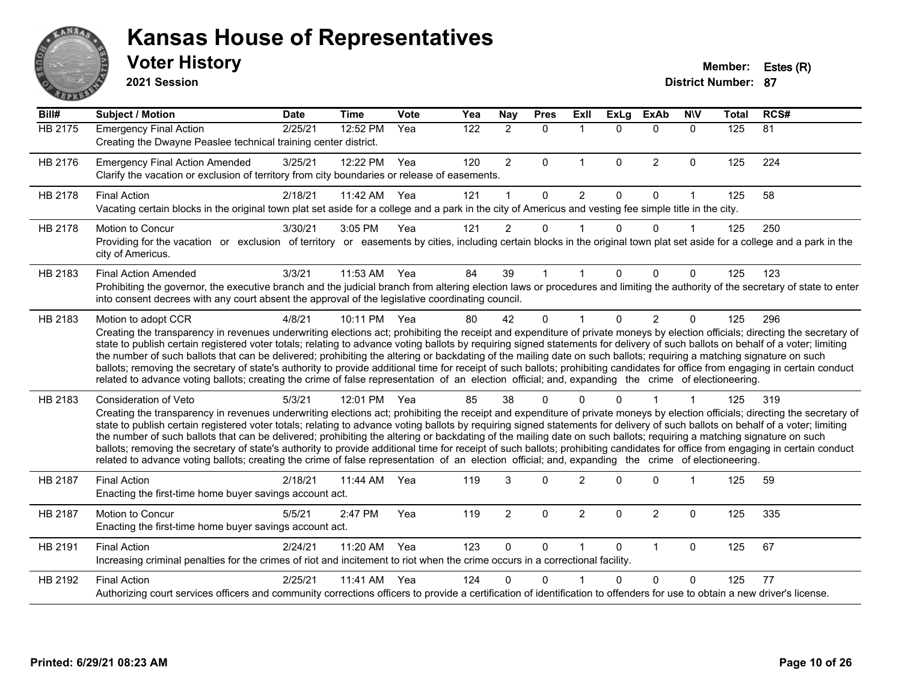# Kansas House of Representatives

## Voter History

**2021 Session**

**Member:** Estes (R)
**District Number:** 87

| Bill# | Subject / Motion | Date | Time | Vote | Yea | Nay | Pres | ExII | ExLg | ExAb | N\V | Total | RCS# |
|---|---|---|---|---|---|---|---|---|---|---|---|---|---|
| HB 2175 | Emergency Final Action | 2/25/21 | 12:52 PM | Yea | 122 | 2 | 0 | 1 | 0 | 0 | 0 | 125 | 81 |
| | Creating the Dwayne Peaslee technical training center district. | | | | | | | | | | | | |
| HB 2176 | Emergency Final Action Amended | 3/25/21 | 12:22 PM | Yea | 120 | 2 | 0 | 1 | 0 | 2 | 0 | 125 | 224 |
| | Clarify the vacation or exclusion of territory from city boundaries or release of easements. | | | | | | | | | | | | |
| HB 2178 | Final Action | 2/18/21 | 11:42 AM | Yea | 121 | 1 | 0 | 2 | 0 | 0 | 1 | 125 | 58 |
| | Vacating certain blocks in the original town plat set aside for a college and a park in the city of Americus and vesting fee simple title in the city. | | | | | | | | | | | | |
| HB 2178 | Motion to Concur | 3/30/21 | 3:05 PM | Yea | 121 | 2 | 0 | 1 | 0 | 0 | 1 | 125 | 250 |
| | Providing for the vacation or exclusion of territory or easements by cities, including certain blocks in the original town plat set aside for a college and a park in the city of Americus. | | | | | | | | | | | | |
| HB 2183 | Final Action Amended | 3/3/21 | 11:53 AM | Yea | 84 | 39 | 1 | 1 | 0 | 0 | 0 | 125 | 123 |
| | Prohibiting the governor, the executive branch and the judicial branch from altering election laws or procedures and limiting the authority of the secretary of state to enter into consent decrees with any court absent the approval of the legislative coordinating council. | | | | | | | | | | | | |
| HB 2183 | Motion to adopt CCR | 4/8/21 | 10:11 PM | Yea | 80 | 42 | 0 | 1 | 0 | 2 | 0 | 125 | 296 |
| | Creating the transparency in revenues underwriting elections act; prohibiting the receipt and expenditure of private moneys by election officials; directing the secretary of state to publish certain registered voter totals; relating to advance voting ballots by requiring signed statements for delivery of such ballots on behalf of a voter; limiting the number of such ballots that can be delivered; prohibiting the altering or backdating of the mailing date on such ballots; requiring a matching signature on such ballots; removing the secretary of state's authority to provide additional time for receipt of such ballots; prohibiting candidates for office from engaging in certain conduct related to advance voting ballots; creating the crime of false representation of an election official; and, expanding the crime of electioneering. | | | | | | | | | | | | |
| HB 2183 | Consideration of Veto | 5/3/21 | 12:01 PM | Yea | 85 | 38 | 0 | 0 | 0 | 1 | 1 | 125 | 319 |
| | Creating the transparency in revenues underwriting elections act; prohibiting the receipt and expenditure of private moneys by election officials; directing the secretary of state to publish certain registered voter totals; relating to advance voting ballots by requiring signed statements for delivery of such ballots on behalf of a voter; limiting the number of such ballots that can be delivered; prohibiting the altering or backdating of the mailing date on such ballots; requiring a matching signature on such ballots; removing the secretary of state's authority to provide additional time for receipt of such ballots; prohibiting candidates for office from engaging in certain conduct related to advance voting ballots; creating the crime of false representation of an election official; and, expanding the crime of electioneering. | | | | | | | | | | | | |
| HB 2187 | Final Action | 2/18/21 | 11:44 AM | Yea | 119 | 3 | 0 | 2 | 0 | 0 | 1 | 125 | 59 |
| | Enacting the first-time home buyer savings account act. | | | | | | | | | | | | |
| HB 2187 | Motion to Concur | 5/5/21 | 2:47 PM | Yea | 119 | 2 | 0 | 2 | 0 | 2 | 0 | 125 | 335 |
| | Enacting the first-time home buyer savings account act. | | | | | | | | | | | | |
| HB 2191 | Final Action | 2/24/21 | 11:20 AM | Yea | 123 | 0 | 0 | 1 | 0 | 1 | 0 | 125 | 67 |
| | Increasing criminal penalties for the crimes of riot and incitement to riot when the crime occurs in a correctional facility. | | | | | | | | | | | | |
| HB 2192 | Final Action | 2/25/21 | 11:41 AM | Yea | 124 | 0 | 0 | 1 | 0 | 0 | 0 | 125 | 77 |
| | Authorizing court services officers and community corrections officers to provide a certification of identification to offenders for use to obtain a new driver's license. | | | | | | | | | | | | |

Printed: 6/29/21 08:23 AM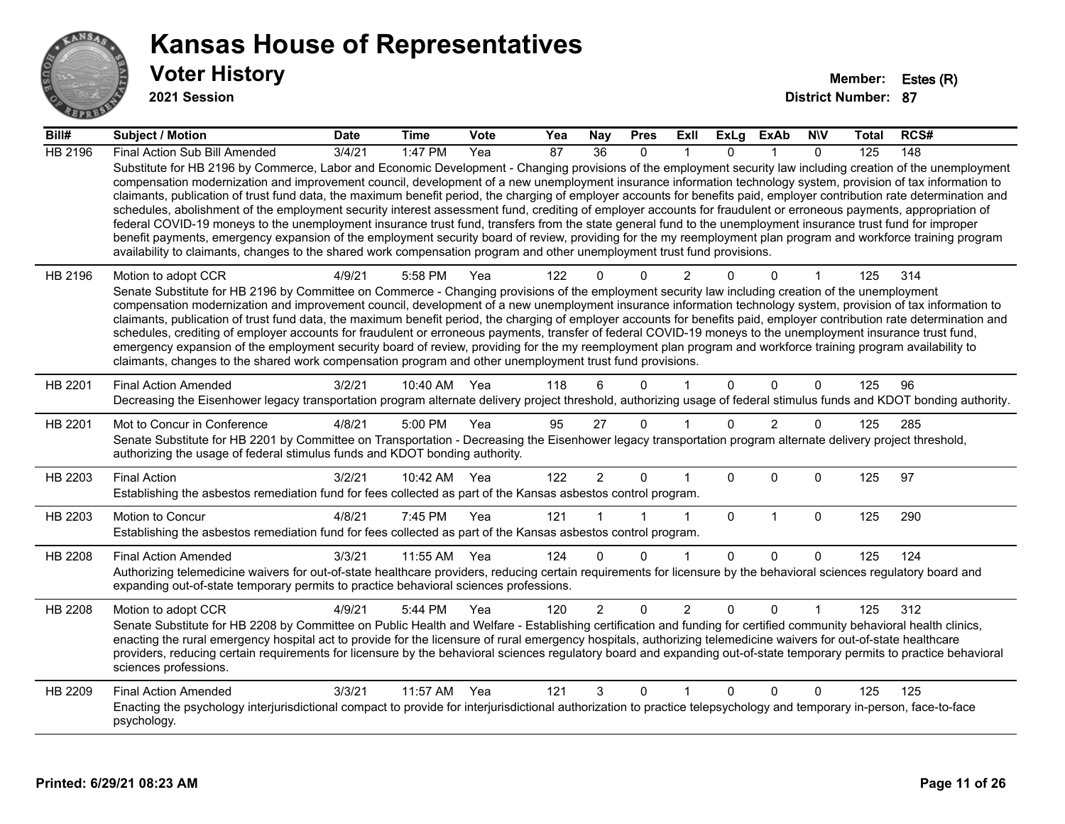# Kansas House of Representatives

## Voter History

**2021 Session**

**Member:** Estes (R)
**District Number:** 87

| Bill# | Subject / Motion | Date | Time | Vote | Yea | Nay | Pres | ExII | ExLg | ExAb | N\V | Total | RCS# |
|---|---|---|---|---|---|---|---|---|---|---|---|---|---|
| HB 2196 | Final Action Sub Bill Amended | 3/4/21 | 1:47 PM | Yea | 87 | 36 | 0 | 1 | 0 | 1 | 0 | 125 | 148 |
| | Substitute for HB 2196 by Commerce, Labor and Economic Development - Changing provisions of the employment security law including creation of the unemployment compensation modernization and improvement council, development of a new unemployment insurance information technology system, provision of tax information to claimants, publication of trust fund data, the maximum benefit period, the charging of employer accounts for benefits paid, employer contribution rate determination and schedules, abolishment of the employment security interest assessment fund, crediting of employer accounts for fraudulent or erroneous payments, appropriation of federal COVID-19 moneys to the unemployment insurance trust fund, transfers from the state general fund to the unemployment insurance trust fund for improper benefit payments, emergency expansion of the employment security board of review, providing for the my reemployment plan program and workforce training program availability to claimants, changes to the shared work compensation program and other unemployment trust fund provisions. | | | | | | | | | | | | |
| HB 2196 | Motion to adopt CCR | 4/9/21 | 5:58 PM | Yea | 122 | 0 | 0 | 2 | 0 | 0 | 1 | 125 | 314 |
| | Senate Substitute for HB 2196 by Committee on Commerce - Changing provisions of the employment security law including creation of the unemployment compensation modernization and improvement council, development of a new unemployment insurance information technology system, provision of tax information to claimants, publication of trust fund data, the maximum benefit period, the charging of employer accounts for benefits paid, employer contribution rate determination and schedules, crediting of employer accounts for fraudulent or erroneous payments, transfer of federal COVID-19 moneys to the unemployment insurance trust fund, emergency expansion of the employment security board of review, providing for the my reemployment plan program and workforce training program availability to claimants, changes to the shared work compensation program and other unemployment trust fund provisions. | | | | | | | | | | | | |
| HB 2201 | Final Action Amended | 3/2/21 | 10:40 AM | Yea | 118 | 6 | 0 | 1 | 0 | 0 | 0 | 125 | 96 |
| | Decreasing the Eisenhower legacy transportation program alternate delivery project threshold, authorizing usage of federal stimulus funds and KDOT bonding authority. | | | | | | | | | | | | |
| HB 2201 | Mot to Concur in Conference | 4/8/21 | 5:00 PM | Yea | 95 | 27 | 0 | 1 | 0 | 2 | 0 | 125 | 285 |
| | Senate Substitute for HB 2201 by Committee on Transportation - Decreasing the Eisenhower legacy transportation program alternate delivery project threshold, authorizing the usage of federal stimulus funds and KDOT bonding authority. | | | | | | | | | | | | |
| HB 2203 | Final Action | 3/2/21 | 10:42 AM | Yea | 122 | 2 | 0 | 1 | 0 | 0 | 0 | 125 | 97 |
| | Establishing the asbestos remediation fund for fees collected as part of the Kansas asbestos control program. | | | | | | | | | | | | |
| HB 2203 | Motion to Concur | 4/8/21 | 7:45 PM | Yea | 121 | 1 | 1 | 1 | 0 | 1 | 0 | 125 | 290 |
| | Establishing the asbestos remediation fund for fees collected as part of the Kansas asbestos control program. | | | | | | | | | | | | |
| HB 2208 | Final Action Amended | 3/3/21 | 11:55 AM | Yea | 124 | 0 | 0 | 1 | 0 | 0 | 0 | 125 | 124 |
| | Authorizing telemedicine waivers for out-of-state healthcare providers, reducing certain requirements for licensure by the behavioral sciences regulatory board and expanding out-of-state temporary permits to practice behavioral sciences professions. | | | | | | | | | | | | |
| HB 2208 | Motion to adopt CCR | 4/9/21 | 5:44 PM | Yea | 120 | 2 | 0 | 2 | 0 | 0 | 1 | 125 | 312 |
| | Senate Substitute for HB 2208 by Committee on Public Health and Welfare - Establishing certification and funding for certified community behavioral health clinics, enacting the rural emergency hospital act to provide for the licensure of rural emergency hospitals, authorizing telemedicine waivers for out-of-state healthcare providers, reducing certain requirements for licensure by the behavioral sciences regulatory board and expanding out-of-state temporary permits to practice behavioral sciences professions. | | | | | | | | | | | | |
| HB 2209 | Final Action Amended | 3/3/21 | 11:57 AM | Yea | 121 | 3 | 0 | 1 | 0 | 0 | 0 | 125 | 125 |
| | Enacting the psychology interjurisdictional compact to provide for interjurisdictional authorization to practice telepsychology and temporary in-person, face-to-face psychology. | | | | | | | | | | | | |

**Printed: 6/29/21 08:23 AM**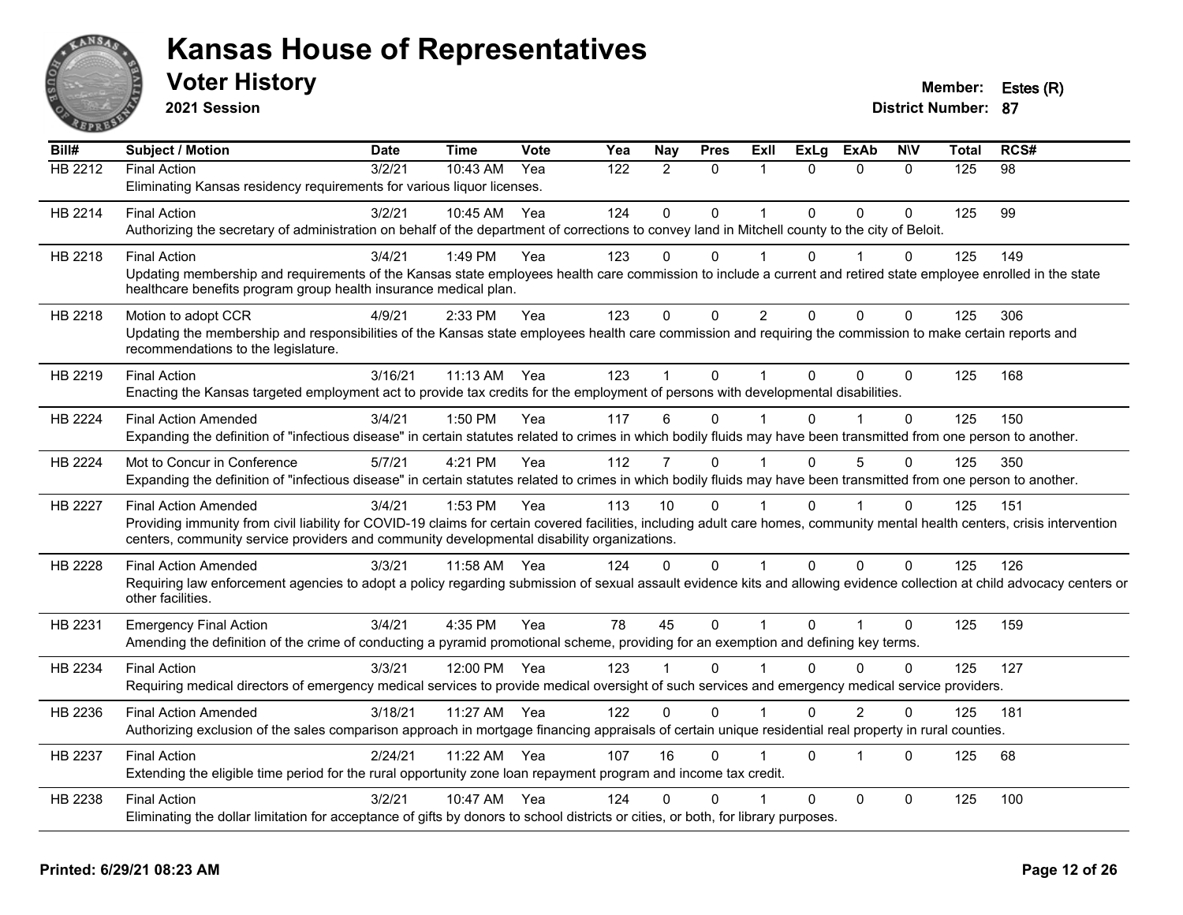# Kansas House of Representatives

## Voter History

**2021 Session**

**Member:** Estes (R)
**District Number:** 87

| Bill# | Subject / Motion | Date | Time | Vote | Yea | Nay | Pres | ExII | ExLg | ExAb | N\V | Total | RCS# |
|---|---|---|---|---|---|---|---|---|---|---|---|---|---|
| HB 2212 | Final Action | 3/2/21 | 10:43 AM | Yea | 122 | 2 | 0 | 1 | 0 | 0 | 0 | 125 | 98 |
| | Eliminating Kansas residency requirements for various liquor licenses. | | | | | | | | | | | | |
| HB 2214 | Final Action | 3/2/21 | 10:45 AM | Yea | 124 | 0 | 0 | 1 | 0 | 0 | 0 | 125 | 99 |
| | Authorizing the secretary of administration on behalf of the department of corrections to convey land in Mitchell county to the city of Beloit. | | | | | | | | | | | | |
| HB 2218 | Final Action | 3/4/21 | 1:49 PM | Yea | 123 | 0 | 0 | 1 | 0 | 1 | 0 | 125 | 149 |
| | Updating membership and requirements of the Kansas state employees health care commission to include a current and retired state employee enrolled in the state healthcare benefits program group health insurance medical plan. | | | | | | | | | | | | |
| HB 2218 | Motion to adopt CCR | 4/9/21 | 2:33 PM | Yea | 123 | 0 | 0 | 2 | 0 | 0 | 0 | 125 | 306 |
| | Updating the membership and responsibilities of the Kansas state employees health care commission and requiring the commission to make certain reports and recommendations to the legislature. | | | | | | | | | | | | |
| HB 2219 | Final Action | 3/16/21 | 11:13 AM | Yea | 123 | 1 | 0 | 1 | 0 | 0 | 0 | 125 | 168 |
| | Enacting the Kansas targeted employment act to provide tax credits for the employment of persons with developmental disabilities. | | | | | | | | | | | | |
| HB 2224 | Final Action Amended | 3/4/21 | 1:50 PM | Yea | 117 | 6 | 0 | 1 | 0 | 1 | 0 | 125 | 150 |
| | Expanding the definition of "infectious disease" in certain statutes related to crimes in which bodily fluids may have been transmitted from one person to another. | | | | | | | | | | | | |
| HB 2224 | Mot to Concur in Conference | 5/7/21 | 4:21 PM | Yea | 112 | 7 | 0 | 1 | 0 | 5 | 0 | 125 | 350 |
| | Expanding the definition of "infectious disease" in certain statutes related to crimes in which bodily fluids may have been transmitted from one person to another. | | | | | | | | | | | | |
| HB 2227 | Final Action Amended | 3/4/21 | 1:53 PM | Yea | 113 | 10 | 0 | 1 | 0 | 1 | 0 | 125 | 151 |
| | Providing immunity from civil liability for COVID-19 claims for certain covered facilities, including adult care homes, community mental health centers, crisis intervention centers, community service providers and community developmental disability organizations. | | | | | | | | | | | | |
| HB 2228 | Final Action Amended | 3/3/21 | 11:58 AM | Yea | 124 | 0 | 0 | 1 | 0 | 0 | 0 | 125 | 126 |
| | Requiring law enforcement agencies to adopt a policy regarding submission of sexual assault evidence kits and allowing evidence collection at child advocacy centers or other facilities. | | | | | | | | | | | | |
| HB 2231 | Emergency Final Action | 3/4/21 | 4:35 PM | Yea | 78 | 45 | 0 | 1 | 0 | 1 | 0 | 125 | 159 |
| | Amending the definition of the crime of conducting a pyramid promotional scheme, providing for an exemption and defining key terms. | | | | | | | | | | | | |
| HB 2234 | Final Action | 3/3/21 | 12:00 PM | Yea | 123 | 1 | 0 | 1 | 0 | 0 | 0 | 125 | 127 |
| | Requiring medical directors of emergency medical services to provide medical oversight of such services and emergency medical service providers. | | | | | | | | | | | | |
| HB 2236 | Final Action Amended | 3/18/21 | 11:27 AM | Yea | 122 | 0 | 0 | 1 | 0 | 2 | 0 | 125 | 181 |
| | Authorizing exclusion of the sales comparison approach in mortgage financing appraisals of certain unique residential real property in rural counties. | | | | | | | | | | | | |
| HB 2237 | Final Action | 2/24/21 | 11:22 AM | Yea | 107 | 16 | 0 | 1 | 0 | 1 | 0 | 125 | 68 |
| | Extending the eligible time period for the rural opportunity zone loan repayment program and income tax credit. | | | | | | | | | | | | |
| HB 2238 | Final Action | 3/2/21 | 10:47 AM | Yea | 124 | 0 | 0 | 1 | 0 | 0 | 0 | 125 | 100 |
| | Eliminating the dollar limitation for acceptance of gifts by donors to school districts or cities, or both, for library purposes. | | | | | | | | | | | | |

**Printed: 6/29/21 08:23 AM**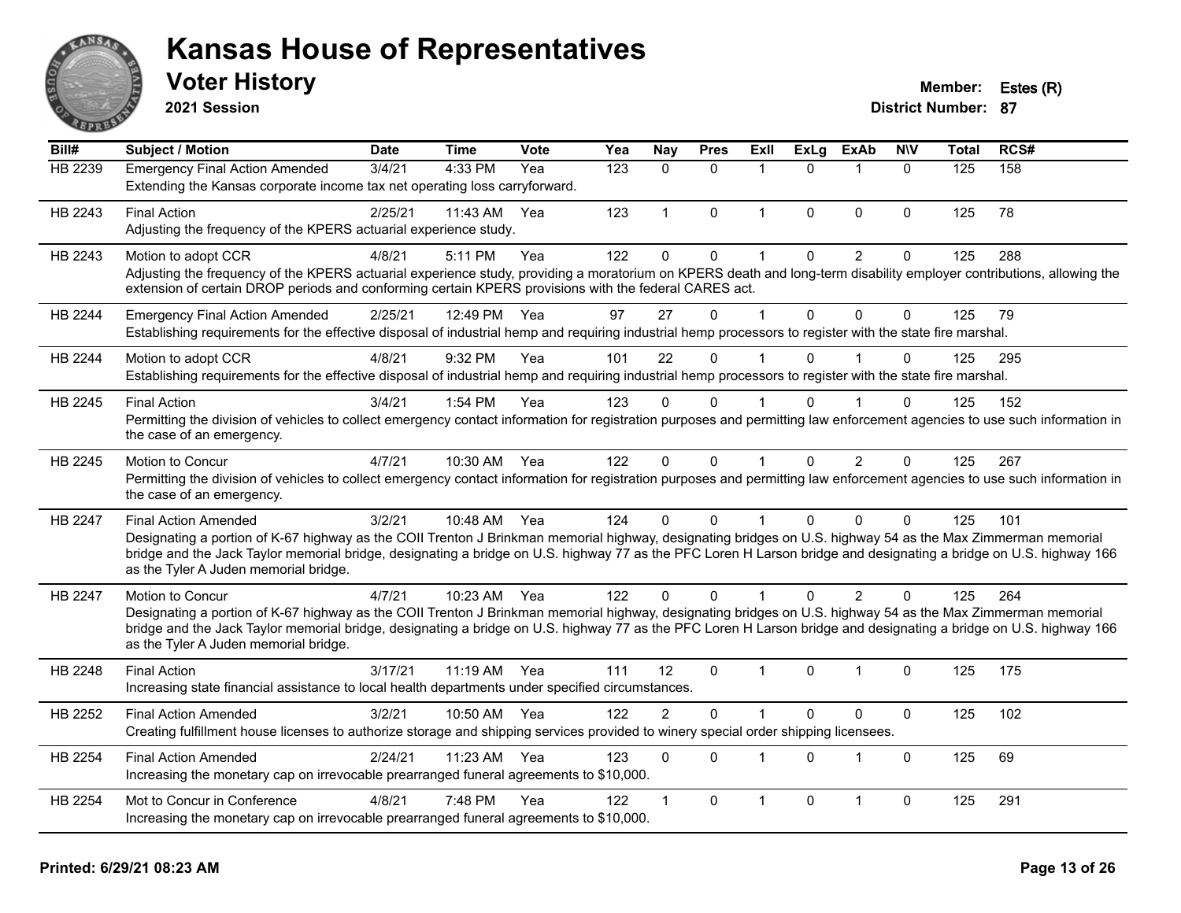# Kansas House of Representatives

## Voter History

**2021 Session**

**Member:** Estes (R)
**District Number:** 87

| Bill# | Subject / Motion | Date | Time | Vote | Yea | Nay | Pres | ExII | ExLg | ExAb | N\V | Total | RCS# |
|---|---|---|---|---|---|---|---|---|---|---|---|---|---|
| HB 2239 | Emergency Final Action Amended | 3/4/21 | 4:33 PM | Yea | 123 | 0 | 0 | 1 | 0 | 1 | 0 | 125 | 158 |
| | Extending the Kansas corporate income tax net operating loss carryforward. | | | | | | | | | | | | |
| HB 2243 | Final Action | 2/25/21 | 11:43 AM | Yea | 123 | 1 | 0 | 1 | 0 | 0 | 0 | 125 | 78 |
| | Adjusting the frequency of the KPERS actuarial experience study. | | | | | | | | | | | | |
| HB 2243 | Motion to adopt CCR | 4/8/21 | 5:11 PM | Yea | 122 | 0 | 0 | 1 | 0 | 2 | 0 | 125 | 288 |
| | Adjusting the frequency of the KPERS actuarial experience study, providing a moratorium on KPERS death and long-term disability employer contributions, allowing the extension of certain DROP periods and conforming certain KPERS provisions with the federal CARES act. | | | | | | | | | | | | |
| HB 2244 | Emergency Final Action Amended | 2/25/21 | 12:49 PM | Yea | 97 | 27 | 0 | 1 | 0 | 0 | 0 | 125 | 79 |
| | Establishing requirements for the effective disposal of industrial hemp and requiring industrial hemp processors to register with the state fire marshal. | | | | | | | | | | | | |
| HB 2244 | Motion to adopt CCR | 4/8/21 | 9:32 PM | Yea | 101 | 22 | 0 | 1 | 0 | 1 | 0 | 125 | 295 |
| | Establishing requirements for the effective disposal of industrial hemp and requiring industrial hemp processors to register with the state fire marshal. | | | | | | | | | | | | |
| HB 2245 | Final Action | 3/4/21 | 1:54 PM | Yea | 123 | 0 | 0 | 1 | 0 | 1 | 0 | 125 | 152 |
| | Permitting the division of vehicles to collect emergency contact information for registration purposes and permitting law enforcement agencies to use such information in the case of an emergency. | | | | | | | | | | | | |
| HB 2245 | Motion to Concur | 4/7/21 | 10:30 AM | Yea | 122 | 0 | 0 | 1 | 0 | 2 | 0 | 125 | 267 |
| | Permitting the division of vehicles to collect emergency contact information for registration purposes and permitting law enforcement agencies to use such information in the case of an emergency. | | | | | | | | | | | | |
| HB 2247 | Final Action Amended | 3/2/21 | 10:48 AM | Yea | 124 | 0 | 0 | 1 | 0 | 0 | 0 | 125 | 101 |
| | Designating a portion of K-67 highway as the COII Trenton J Brinkman memorial highway, designating bridges on U.S. highway 54 as the Max Zimmerman memorial bridge and the Jack Taylor memorial bridge, designating a bridge on U.S. highway 77 as the PFC Loren H Larson bridge and designating a bridge on U.S. highway 166 as the Tyler A Juden memorial bridge. | | | | | | | | | | | | |
| HB 2247 | Motion to Concur | 4/7/21 | 10:23 AM | Yea | 122 | 0 | 0 | 1 | 0 | 2 | 0 | 125 | 264 |
| | Designating a portion of K-67 highway as the COII Trenton J Brinkman memorial highway, designating bridges on U.S. highway 54 as the Max Zimmerman memorial bridge and the Jack Taylor memorial bridge, designating a bridge on U.S. highway 77 as the PFC Loren H Larson bridge and designating a bridge on U.S. highway 166 as the Tyler A Juden memorial bridge. | | | | | | | | | | | | |
| HB 2248 | Final Action | 3/17/21 | 11:19 AM | Yea | 111 | 12 | 0 | 1 | 0 | 1 | 0 | 125 | 175 |
| | Increasing state financial assistance to local health departments under specified circumstances. | | | | | | | | | | | | |
| HB 2252 | Final Action Amended | 3/2/21 | 10:50 AM | Yea | 122 | 2 | 0 | 1 | 0 | 0 | 0 | 125 | 102 |
| | Creating fulfillment house licenses to authorize storage and shipping services provided to winery special order shipping licensees. | | | | | | | | | | | | |
| HB 2254 | Final Action Amended | 2/24/21 | 11:23 AM | Yea | 123 | 0 | 0 | 1 | 0 | 1 | 0 | 125 | 69 |
| | Increasing the monetary cap on irrevocable prearranged funeral agreements to $10,000. | | | | | | | | | | | | |
| HB 2254 | Mot to Concur in Conference | 4/8/21 | 7:48 PM | Yea | 122 | 1 | 0 | 1 | 0 | 1 | 0 | 125 | 291 |
| | Increasing the monetary cap on irrevocable prearranged funeral agreements to $10,000. | | | | | | | | | | | | |

**Printed: 6/29/21 08:23 AM**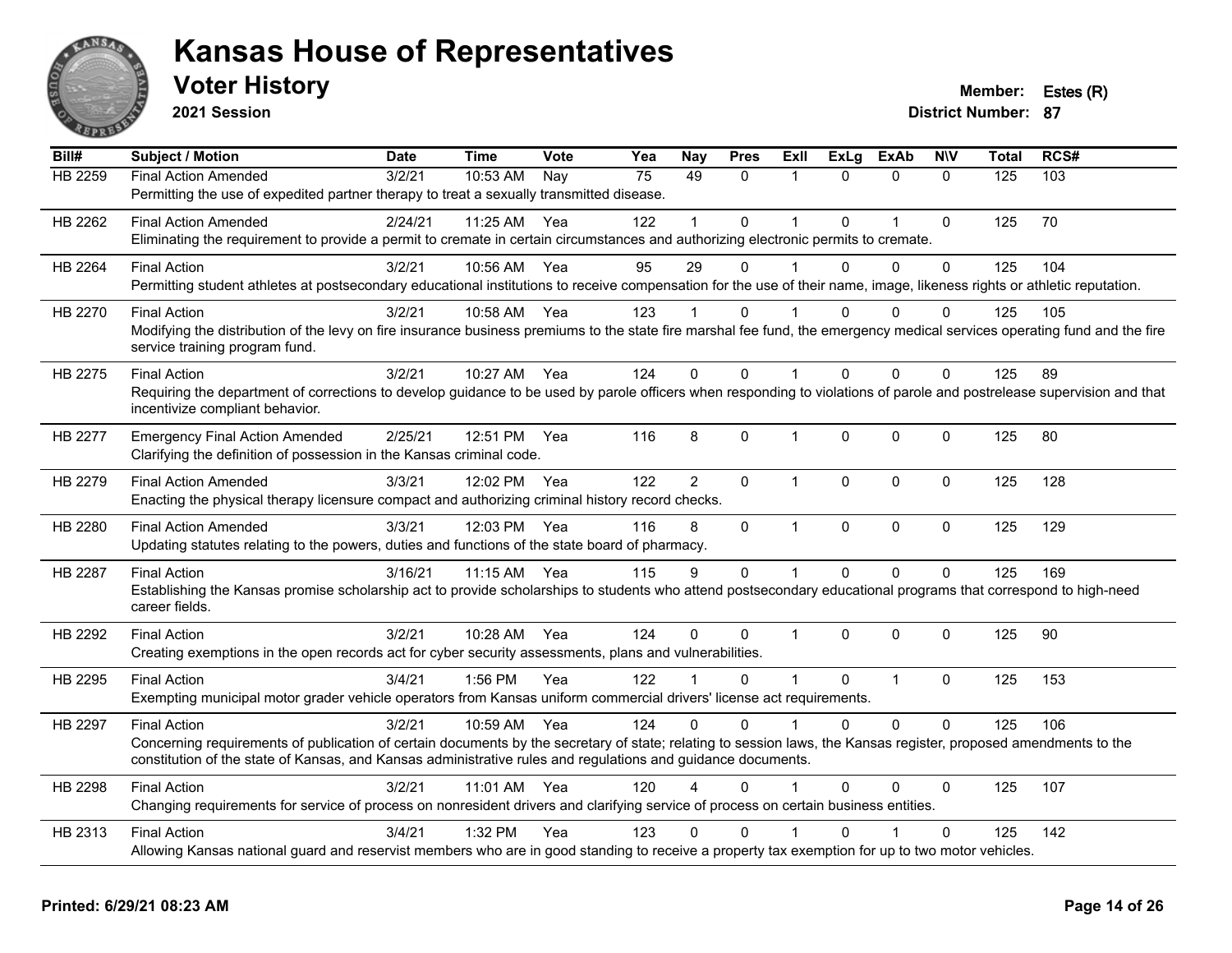# Kansas House of Representatives

## Voter History

**2021 Session**

**Member:** Estes (R)
**District Number:** 87

| Bill# | Subject / Motion | Date | Time | Vote | Yea | Nay | Pres | ExII | ExLg | ExAb | N\V | Total | RCS# |
|---|---|---|---|---|---|---|---|---|---|---|---|---|---|
| HB 2259 | Final Action Amended | 3/2/21 | 10:53 AM | Nay | 75 | 49 | 0 | 1 | 0 | 0 | 0 | 125 | 103 |
| | Permitting the use of expedited partner therapy to treat a sexually transmitted disease. | | | | | | | | | | | | |
| HB 2262 | Final Action Amended | 2/24/21 | 11:25 AM | Yea | 122 | 1 | 0 | 1 | 0 | 1 | 0 | 125 | 70 |
| | Eliminating the requirement to provide a permit to cremate in certain circumstances and authorizing electronic permits to cremate. | | | | | | | | | | | | |
| HB 2264 | Final Action | 3/2/21 | 10:56 AM | Yea | 95 | 29 | 0 | 1 | 0 | 0 | 0 | 125 | 104 |
| | Permitting student athletes at postsecondary educational institutions to receive compensation for the use of their name, image, likeness rights or athletic reputation. | | | | | | | | | | | | |
| HB 2270 | Final Action | 3/2/21 | 10:58 AM | Yea | 123 | 1 | 0 | 1 | 0 | 0 | 0 | 125 | 105 |
| | Modifying the distribution of the levy on fire insurance business premiums to the state fire marshal fee fund, the emergency medical services operating fund and the fire service training program fund. | | | | | | | | | | | | |
| HB 2275 | Final Action | 3/2/21 | 10:27 AM | Yea | 124 | 0 | 0 | 1 | 0 | 0 | 0 | 125 | 89 |
| | Requiring the department of corrections to develop guidance to be used by parole officers when responding to violations of parole and postrelease supervision and that incentivize compliant behavior. | | | | | | | | | | | | |
| HB 2277 | Emergency Final Action Amended | 2/25/21 | 12:51 PM | Yea | 116 | 8 | 0 | 1 | 0 | 0 | 0 | 125 | 80 |
| | Clarifying the definition of possession in the Kansas criminal code. | | | | | | | | | | | | |
| HB 2279 | Final Action Amended | 3/3/21 | 12:02 PM | Yea | 122 | 2 | 0 | 1 | 0 | 0 | 0 | 125 | 128 |
| | Enacting the physical therapy licensure compact and authorizing criminal history record checks. | | | | | | | | | | | | |
| HB 2280 | Final Action Amended | 3/3/21 | 12:03 PM | Yea | 116 | 8 | 0 | 1 | 0 | 0 | 0 | 125 | 129 |
| | Updating statutes relating to the powers, duties and functions of the state board of pharmacy. | | | | | | | | | | | | |
| HB 2287 | Final Action | 3/16/21 | 11:15 AM | Yea | 115 | 9 | 0 | 1 | 0 | 0 | 0 | 125 | 169 |
| | Establishing the Kansas promise scholarship act to provide scholarships to students who attend postsecondary educational programs that correspond to high-need career fields. | | | | | | | | | | | | |
| HB 2292 | Final Action | 3/2/21 | 10:28 AM | Yea | 124 | 0 | 0 | 1 | 0 | 0 | 0 | 125 | 90 |
| | Creating exemptions in the open records act for cyber security assessments, plans and vulnerabilities. | | | | | | | | | | | | |
| HB 2295 | Final Action | 3/4/21 | 1:56 PM | Yea | 122 | 1 | 0 | 1 | 0 | 1 | 0 | 125 | 153 |
| | Exempting municipal motor grader vehicle operators from Kansas uniform commercial drivers' license act requirements. | | | | | | | | | | | | |
| HB 2297 | Final Action | 3/2/21 | 10:59 AM | Yea | 124 | 0 | 0 | 1 | 0 | 0 | 0 | 125 | 106 |
| | Concerning requirements of publication of certain documents by the secretary of state; relating to session laws, the Kansas register, proposed amendments to the constitution of the state of Kansas, and Kansas administrative rules and regulations and guidance documents. | | | | | | | | | | | | |
| HB 2298 | Final Action | 3/2/21 | 11:01 AM | Yea | 120 | 4 | 0 | 1 | 0 | 0 | 0 | 125 | 107 |
| | Changing requirements for service of process on nonresident drivers and clarifying service of process on certain business entities. | | | | | | | | | | | | |
| HB 2313 | Final Action | 3/4/21 | 1:32 PM | Yea | 123 | 0 | 0 | 1 | 0 | 1 | 0 | 125 | 142 |
| | Allowing Kansas national guard and reservist members who are in good standing to receive a property tax exemption for up to two motor vehicles. | | | | | | | | | | | | |

**Printed: 6/29/21 08:23 AM**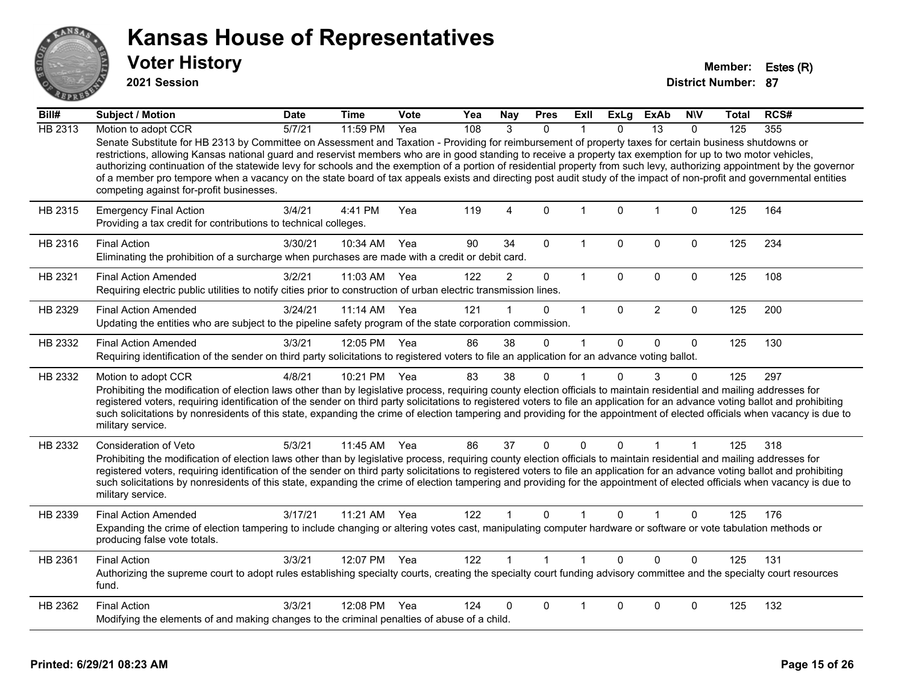# Kansas House of Representatives

## Voter History

**2021 Session**

**Member:** Estes (R)
**District Number:** 87

| Bill# | Subject / Motion | Date | Time | Vote | Yea | Nay | Pres | ExII | ExLg | ExAb | N\V | Total | RCS# |
|---|---|---|---|---|---|---|---|---|---|---|---|---|---|
| HB 2313 | Motion to adopt CCR | 5/7/21 | 11:59 PM | Yea | 108 | 3 | 0 | 1 | 0 | 13 | 0 | 125 | 355 |
| | Senate Substitute for HB 2313 by Committee on Assessment and Taxation - Providing for reimbursement of property taxes for certain business shutdowns or restrictions, allowing Kansas national guard and reservist members who are in good standing to receive a property tax exemption for up to two motor vehicles, authorizing continuation of the statewide levy for schools and the exemption of a portion of residential property from such levy, authorizing appointment by the governor of a member pro tempore when a vacancy on the state board of tax appeals exists and directing post audit study of the impact of non-profit and governmental entities competing against for-profit businesses. | | | | | | | | | | | | |
| HB 2315 | Emergency Final Action | 3/4/21 | 4:41 PM | Yea | 119 | 4 | 0 | 1 | 0 | 1 | 0 | 125 | 164 |
| | Providing a tax credit for contributions to technical colleges. | | | | | | | | | | | | |
| HB 2316 | Final Action | 3/30/21 | 10:34 AM | Yea | 90 | 34 | 0 | 1 | 0 | 0 | 0 | 125 | 234 |
| | Eliminating the prohibition of a surcharge when purchases are made with a credit or debit card. | | | | | | | | | | | | |
| HB 2321 | Final Action Amended | 3/2/21 | 11:03 AM | Yea | 122 | 2 | 0 | 1 | 0 | 0 | 0 | 125 | 108 |
| | Requiring electric public utilities to notify cities prior to construction of urban electric transmission lines. | | | | | | | | | | | | |
| HB 2329 | Final Action Amended | 3/24/21 | 11:14 AM | Yea | 121 | 1 | 0 | 1 | 0 | 2 | 0 | 125 | 200 |
| | Updating the entities who are subject to the pipeline safety program of the state corporation commission. | | | | | | | | | | | | |
| HB 2332 | Final Action Amended | 3/3/21 | 12:05 PM | Yea | 86 | 38 | 0 | 1 | 0 | 0 | 0 | 125 | 130 |
| | Requiring identification of the sender on third party solicitations to registered voters to file an application for an advance voting ballot. | | | | | | | | | | | | |
| HB 2332 | Motion to adopt CCR | 4/8/21 | 10:21 PM | Yea | 83 | 38 | 0 | 1 | 0 | 3 | 0 | 125 | 297 |
| | Prohibiting the modification of election laws other than by legislative process, requiring county election officials to maintain residential and mailing addresses for registered voters, requiring identification of the sender on third party solicitations to registered voters to file an application for an advance voting ballot and prohibiting such solicitations by nonresidents of this state, expanding the crime of election tampering and providing for the appointment of elected officials when vacancy is due to military service. | | | | | | | | | | | | |
| HB 2332 | Consideration of Veto | 5/3/21 | 11:45 AM | Yea | 86 | 37 | 0 | 0 | 0 | 1 | 1 | 125 | 318 |
| | Prohibiting the modification of election laws other than by legislative process, requiring county election officials to maintain residential and mailing addresses for registered voters, requiring identification of the sender on third party solicitations to registered voters to file an application for an advance voting ballot and prohibiting such solicitations by nonresidents of this state, expanding the crime of election tampering and providing for the appointment of elected officials when vacancy is due to military service. | | | | | | | | | | | | |
| HB 2339 | Final Action Amended | 3/17/21 | 11:21 AM | Yea | 122 | 1 | 0 | 1 | 0 | 1 | 0 | 125 | 176 |
| | Expanding the crime of election tampering to include changing or altering votes cast, manipulating computer hardware or software or vote tabulation methods or producing false vote totals. | | | | | | | | | | | | |
| HB 2361 | Final Action | 3/3/21 | 12:07 PM | Yea | 122 | 1 | 1 | 1 | 0 | 0 | 0 | 125 | 131 |
| | Authorizing the supreme court to adopt rules establishing specialty courts, creating the specialty court funding advisory committee and the specialty court resources fund. | | | | | | | | | | | | |
| HB 2362 | Final Action | 3/3/21 | 12:08 PM | Yea | 124 | 0 | 0 | 1 | 0 | 0 | 0 | 125 | 132 |
| | Modifying the elements of and making changes to the criminal penalties of abuse of a child. | | | | | | | | | | | | |

**Printed: 6/29/21 08:23 AM**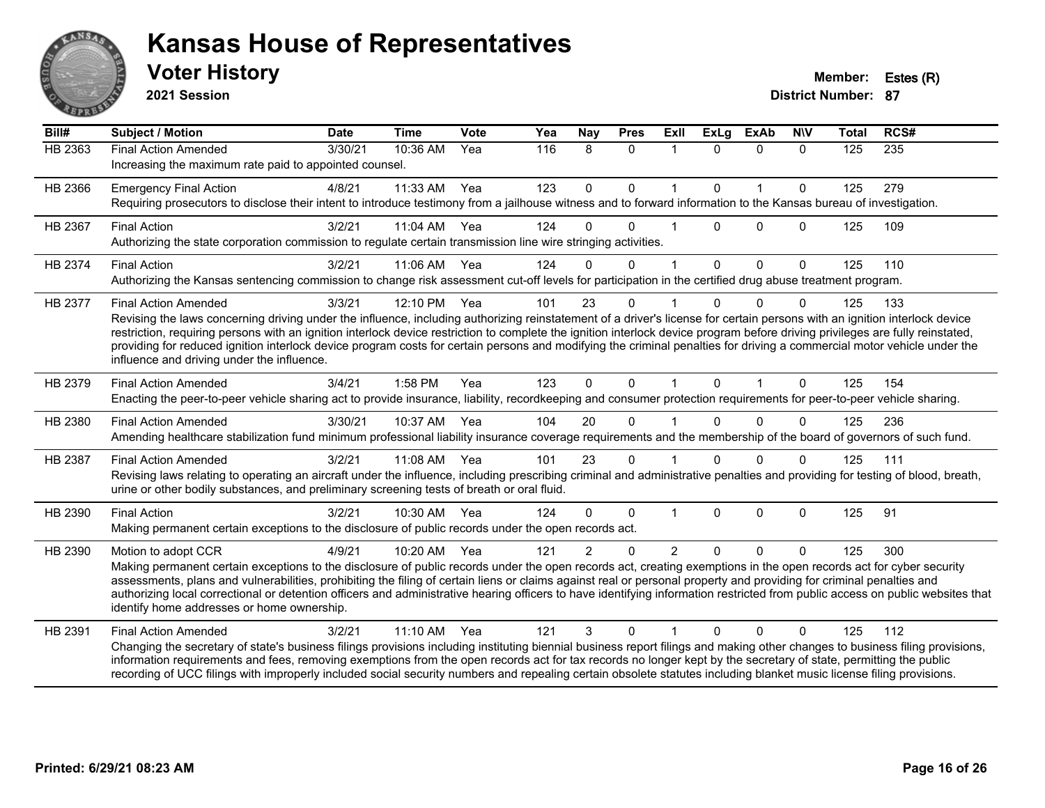# Kansas House of Representatives

## Voter History

**2021 Session**

**Member:** Estes (R)
**District Number:** 87

| Bill# | Subject / Motion | Date | Time | Vote | Yea | Nay | Pres | ExII | ExLg | ExAb | N\V | Total | RCS# |
|---|---|---|---|---|---|---|---|---|---|---|---|---|---|
| HB 2363 | Final Action Amended | 3/30/21 | 10:36 AM | Yea | 116 | 8 | 0 | 1 | 0 | 0 | 0 | 125 | 235 |
| | Increasing the maximum rate paid to appointed counsel. | | | | | | | | | | | | |
| HB 2366 | Emergency Final Action | 4/8/21 | 11:33 AM | Yea | 123 | 0 | 0 | 1 | 0 | 1 | 0 | 125 | 279 |
| | Requiring prosecutors to disclose their intent to introduce testimony from a jailhouse witness and to forward information to the Kansas bureau of investigation. | | | | | | | | | | | | |
| HB 2367 | Final Action | 3/2/21 | 11:04 AM | Yea | 124 | 0 | 0 | 1 | 0 | 0 | 0 | 125 | 109 |
| | Authorizing the state corporation commission to regulate certain transmission line wire stringing activities. | | | | | | | | | | | | |
| HB 2374 | Final Action | 3/2/21 | 11:06 AM | Yea | 124 | 0 | 0 | 1 | 0 | 0 | 0 | 125 | 110 |
| | Authorizing the Kansas sentencing commission to change risk assessment cut-off levels for participation in the certified drug abuse treatment program. | | | | | | | | | | | | |
| HB 2377 | Final Action Amended | 3/3/21 | 12:10 PM | Yea | 101 | 23 | 0 | 1 | 0 | 0 | 0 | 125 | 133 |
| | Revising the laws concerning driving under the influence, including authorizing reinstatement of a driver's license for certain persons with an ignition interlock device restriction, requiring persons with an ignition interlock device restriction to complete the ignition interlock device program before driving privileges are fully reinstated, providing for reduced ignition interlock device program costs for certain persons and modifying the criminal penalties for driving a commercial motor vehicle under the influence and driving under the influence. | | | | | | | | | | | | |
| HB 2379 | Final Action Amended | 3/4/21 | 1:58 PM | Yea | 123 | 0 | 0 | 1 | 0 | 1 | 0 | 125 | 154 |
| | Enacting the peer-to-peer vehicle sharing act to provide insurance, liability, recordkeeping and consumer protection requirements for peer-to-peer vehicle sharing. | | | | | | | | | | | | |
| HB 2380 | Final Action Amended | 3/30/21 | 10:37 AM | Yea | 104 | 20 | 0 | 1 | 0 | 0 | 0 | 125 | 236 |
| | Amending healthcare stabilization fund minimum professional liability insurance coverage requirements and the membership of the board of governors of such fund. | | | | | | | | | | | | |
| HB 2387 | Final Action Amended | 3/2/21 | 11:08 AM | Yea | 101 | 23 | 0 | 1 | 0 | 0 | 0 | 125 | 111 |
| | Revising laws relating to operating an aircraft under the influence, including prescribing criminal and administrative penalties and providing for testing of blood, breath, urine or other bodily substances, and preliminary screening tests of breath or oral fluid. | | | | | | | | | | | | |
| HB 2390 | Final Action | 3/2/21 | 10:30 AM | Yea | 124 | 0 | 0 | 1 | 0 | 0 | 0 | 125 | 91 |
| | Making permanent certain exceptions to the disclosure of public records under the open records act. | | | | | | | | | | | | |
| HB 2390 | Motion to adopt CCR | 4/9/21 | 10:20 AM | Yea | 121 | 2 | 0 | 2 | 0 | 0 | 0 | 125 | 300 |
| | Making permanent certain exceptions to the disclosure of public records under the open records act, creating exemptions in the open records act for cyber security assessments, plans and vulnerabilities, prohibiting the filing of certain liens or claims against real or personal property and providing for criminal penalties and authorizing local correctional or detention officers and administrative hearing officers to have identifying information restricted from public access on public websites that identify home addresses or home ownership. | | | | | | | | | | | | |
| HB 2391 | Final Action Amended | 3/2/21 | 11:10 AM | Yea | 121 | 3 | 0 | 1 | 0 | 0 | 0 | 125 | 112 |
| | Changing the secretary of state's business filings provisions including instituting biennial business report filings and making other changes to business filing provisions, information requirements and fees, removing exemptions from the open records act for tax records no longer kept by the secretary of state, permitting the public recording of UCC filings with improperly included social security numbers and repealing certain obsolete statutes including blanket music license filing provisions. | | | | | | | | | | | | |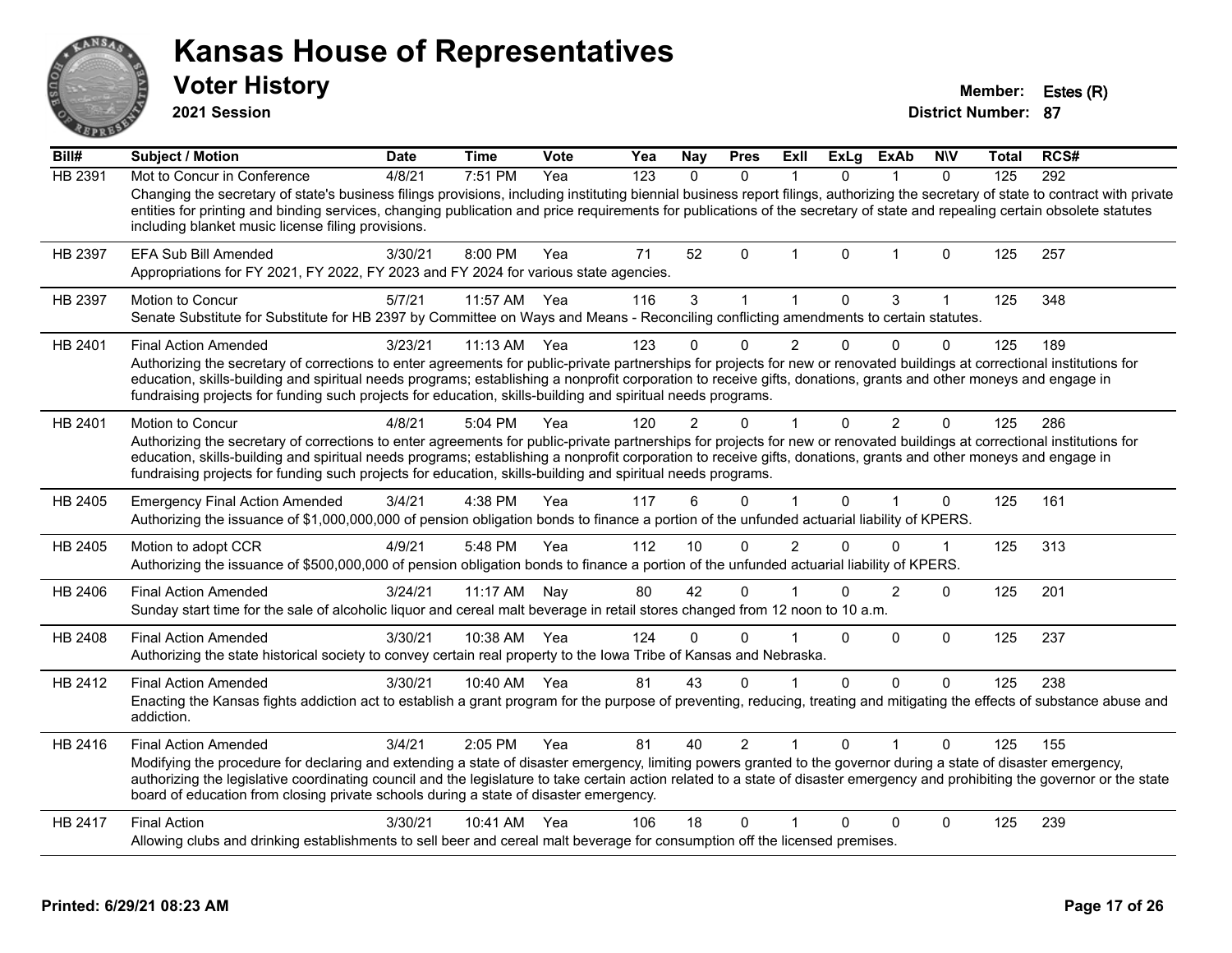# Kansas House of Representatives

## Voter History

**2021 Session**

**Member:** Estes (R)
**District Number:** 87

| Bill# | Subject / Motion | Date | Time | Vote | Yea | Nay | Pres | ExII | ExLg | ExAb | N\V | Total | RCS# |
|---|---|---|---|---|---|---|---|---|---|---|---|---|---|
| HB 2391 | Mot to Concur in Conference | 4/8/21 | 7:51 PM | Yea | 123 | 0 | 0 | 1 | 0 | 1 | 0 | 125 | 292 |
| | Changing the secretary of state's business filings provisions, including instituting biennial business report filings, authorizing the secretary of state to contract with private entities for printing and binding services, changing publication and price requirements for publications of the secretary of state and repealing certain obsolete statutes including blanket music license filing provisions. | | | | | | | | | | | | |
| HB 2397 | EFA Sub Bill Amended | 3/30/21 | 8:00 PM | Yea | 71 | 52 | 0 | 1 | 0 | 1 | 0 | 125 | 257 |
| | Appropriations for FY 2021, FY 2022, FY 2023 and FY 2024 for various state agencies. | | | | | | | | | | | | |
| HB 2397 | Motion to Concur | 5/7/21 | 11:57 AM | Yea | 116 | 3 | 1 | 1 | 0 | 3 | 1 | 125 | 348 |
| | Senate Substitute for Substitute for HB 2397 by Committee on Ways and Means - Reconciling conflicting amendments to certain statutes. | | | | | | | | | | | | |
| HB 2401 | Final Action Amended | 3/23/21 | 11:13 AM | Yea | 123 | 0 | 0 | 2 | 0 | 0 | 0 | 125 | 189 |
| | Authorizing the secretary of corrections to enter agreements for public-private partnerships for projects for new or renovated buildings at correctional institutions for education, skills-building and spiritual needs programs; establishing a nonprofit corporation to receive gifts, donations, grants and other moneys and engage in fundraising projects for funding such projects for education, skills-building and spiritual needs programs. | | | | | | | | | | | | |
| HB 2401 | Motion to Concur | 4/8/21 | 5:04 PM | Yea | 120 | 2 | 0 | 1 | 0 | 2 | 0 | 125 | 286 |
| | Authorizing the secretary of corrections to enter agreements for public-private partnerships for projects for new or renovated buildings at correctional institutions for education, skills-building and spiritual needs programs; establishing a nonprofit corporation to receive gifts, donations, grants and other moneys and engage in fundraising projects for funding such projects for education, skills-building and spiritual needs programs. | | | | | | | | | | | | |
| HB 2405 | Emergency Final Action Amended | 3/4/21 | 4:38 PM | Yea | 117 | 6 | 0 | 1 | 0 | 1 | 0 | 125 | 161 |
| | Authorizing the issuance of $1,000,000,000 of pension obligation bonds to finance a portion of the unfunded actuarial liability of KPERS. | | | | | | | | | | | | |
| HB 2405 | Motion to adopt CCR | 4/9/21 | 5:48 PM | Yea | 112 | 10 | 0 | 2 | 0 | 0 | 1 | 125 | 313 |
| | Authorizing the issuance of $500,000,000 of pension obligation bonds to finance a portion of the unfunded actuarial liability of KPERS. | | | | | | | | | | | | |
| HB 2406 | Final Action Amended | 3/24/21 | 11:17 AM | Nay | 80 | 42 | 0 | 1 | 0 | 2 | 0 | 125 | 201 |
| | Sunday start time for the sale of alcoholic liquor and cereal malt beverage in retail stores changed from 12 noon to 10 a.m. | | | | | | | | | | | | |
| HB 2408 | Final Action Amended | 3/30/21 | 10:38 AM | Yea | 124 | 0 | 0 | 1 | 0 | 0 | 0 | 125 | 237 |
| | Authorizing the state historical society to convey certain real property to the Iowa Tribe of Kansas and Nebraska. | | | | | | | | | | | | |
| HB 2412 | Final Action Amended | 3/30/21 | 10:40 AM | Yea | 81 | 43 | 0 | 1 | 0 | 0 | 0 | 125 | 238 |
| | Enacting the Kansas fights addiction act to establish a grant program for the purpose of preventing, reducing, treating and mitigating the effects of substance abuse and addiction. | | | | | | | | | | | | |
| HB 2416 | Final Action Amended | 3/4/21 | 2:05 PM | Yea | 81 | 40 | 2 | 1 | 0 | 1 | 0 | 125 | 155 |
| | Modifying the procedure for declaring and extending a state of disaster emergency, limiting powers granted to the governor during a state of disaster emergency, authorizing the legislative coordinating council and the legislature to take certain action related to a state of disaster emergency and prohibiting the governor or the state board of education from closing private schools during a state of disaster emergency. | | | | | | | | | | | | |
| HB 2417 | Final Action | 3/30/21 | 10:41 AM | Yea | 106 | 18 | 0 | 1 | 0 | 0 | 0 | 125 | 239 |
| | Allowing clubs and drinking establishments to sell beer and cereal malt beverage for consumption off the licensed premises. | | | | | | | | | | | | |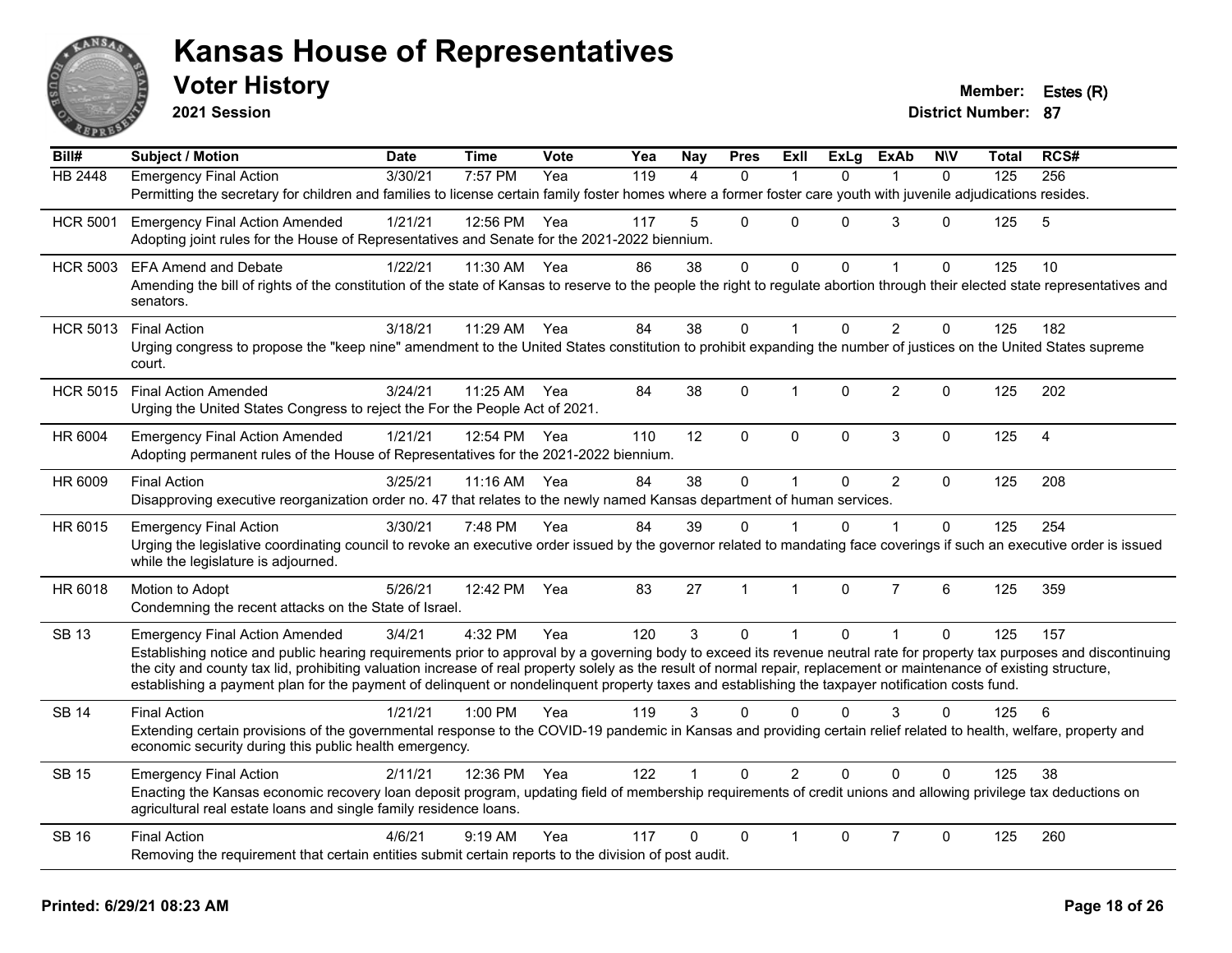# Kansas House of Representatives

## Voter History

**2021 Session**

**Member:** Estes (R)
**District Number:** 87

| Bill# | Subject / Motion | Date | Time | Vote | Yea | Nay | Pres | ExII | ExLg | ExAb | N\V | Total | RCS# |
|---|---|---|---|---|---|---|---|---|---|---|---|---|---|
| HB 2448 | Emergency Final Action | 3/30/21 | 7:57 PM | Yea | 119 | 4 | 0 | 1 | 0 | 1 | 0 | 125 | 256 |
| | Permitting the secretary for children and families to license certain family foster homes where a former foster care youth with juvenile adjudications resides. | | | | | | | | | | | | |
| HCR 5001 | Emergency Final Action Amended | 1/21/21 | 12:56 PM | Yea | 117 | 5 | 0 | 0 | 0 | 3 | 0 | 125 | 5 |
| | Adopting joint rules for the House of Representatives and Senate for the 2021-2022 biennium. | | | | | | | | | | | | |
| HCR 5003 | EFA Amend and Debate | 1/22/21 | 11:30 AM | Yea | 86 | 38 | 0 | 0 | 0 | 1 | 0 | 125 | 10 |
| | Amending the bill of rights of the constitution of the state of Kansas to reserve to the people the right to regulate abortion through their elected state representatives and senators. | | | | | | | | | | | | |
| HCR 5013 | Final Action | 3/18/21 | 11:29 AM | Yea | 84 | 38 | 0 | 1 | 0 | 2 | 0 | 125 | 182 |
| | Urging congress to propose the "keep nine" amendment to the United States constitution to prohibit expanding the number of justices on the United States supreme court. | | | | | | | | | | | | |
| HCR 5015 | Final Action Amended | 3/24/21 | 11:25 AM | Yea | 84 | 38 | 0 | 1 | 0 | 2 | 0 | 125 | 202 |
| | Urging the United States Congress to reject the For the People Act of 2021. | | | | | | | | | | | | |
| HR 6004 | Emergency Final Action Amended | 1/21/21 | 12:54 PM | Yea | 110 | 12 | 0 | 0 | 0 | 3 | 0 | 125 | 4 |
| | Adopting permanent rules of the House of Representatives for the 2021-2022 biennium. | | | | | | | | | | | | |
| HR 6009 | Final Action | 3/25/21 | 11:16 AM | Yea | 84 | 38 | 0 | 1 | 0 | 2 | 0 | 125 | 208 |
| | Disapproving executive reorganization order no. 47 that relates to the newly named Kansas department of human services. | | | | | | | | | | | | |
| HR 6015 | Emergency Final Action | 3/30/21 | 7:48 PM | Yea | 84 | 39 | 0 | 1 | 0 | 1 | 0 | 125 | 254 |
| | Urging the legislative coordinating council to revoke an executive order issued by the governor related to mandating face coverings if such an executive order is issued while the legislature is adjourned. | | | | | | | | | | | | |
| HR 6018 | Motion to Adopt | 5/26/21 | 12:42 PM | Yea | 83 | 27 | 1 | 1 | 0 | 7 | 6 | 125 | 359 |
| | Condemning the recent attacks on the State of Israel. | | | | | | | | | | | | |
| SB 13 | Emergency Final Action Amended | 3/4/21 | 4:32 PM | Yea | 120 | 3 | 0 | 1 | 0 | 1 | 0 | 125 | 157 |
| | Establishing notice and public hearing requirements prior to approval by a governing body to exceed its revenue neutral rate for property tax purposes and discontinuing the city and county tax lid, prohibiting valuation increase of real property solely as the result of normal repair, replacement or maintenance of existing structure, establishing a payment plan for the payment of delinquent or nondelinquent property taxes and establishing the taxpayer notification costs fund. | | | | | | | | | | | | |
| SB 14 | Final Action | 1/21/21 | 1:00 PM | Yea | 119 | 3 | 0 | 0 | 0 | 3 | 0 | 125 | 6 |
| | Extending certain provisions of the governmental response to the COVID-19 pandemic in Kansas and providing certain relief related to health, welfare, property and economic security during this public health emergency. | | | | | | | | | | | | |
| SB 15 | Emergency Final Action | 2/11/21 | 12:36 PM | Yea | 122 | 1 | 0 | 2 | 0 | 0 | 0 | 125 | 38 |
| | Enacting the Kansas economic recovery loan deposit program, updating field of membership requirements of credit unions and allowing privilege tax deductions on agricultural real estate loans and single family residence loans. | | | | | | | | | | | | |
| SB 16 | Final Action | 4/6/21 | 9:19 AM | Yea | 117 | 0 | 0 | 1 | 0 | 7 | 0 | 125 | 260 |
| | Removing the requirement that certain entities submit certain reports to the division of post audit. | | | | | | | | | | | | |

**Printed: 6/29/21 08:23 AM**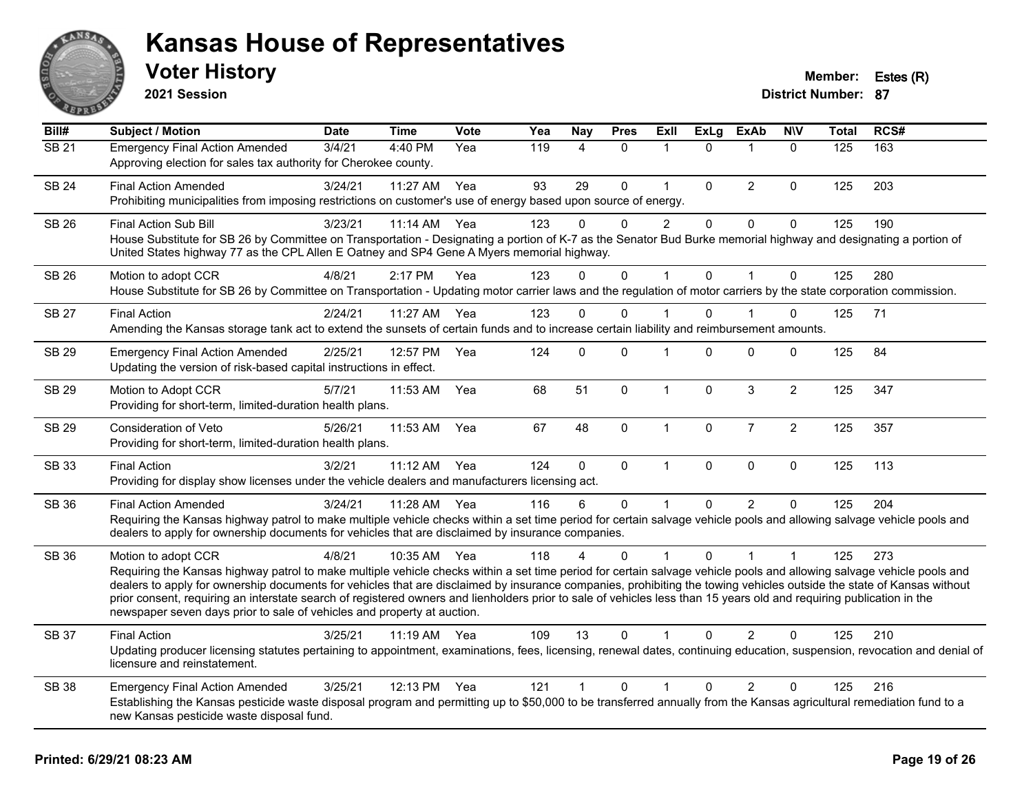# Kansas House of Representatives

## Voter History

**2021 Session**

**Member:** Estes (R)
**District Number:** 87

| Bill# | Subject / Motion | Date | Time | Vote | Yea | Nay | Pres | ExII | ExLg | ExAb | N\V | Total | RCS# |
|---|---|---|---|---|---|---|---|---|---|---|---|---|---|
| SB 21 | Emergency Final Action Amended | 3/4/21 | 4:40 PM | Yea | 119 | 4 | 0 | 1 | 0 | 1 | 0 | 125 | 163 |
| | Approving election for sales tax authority for Cherokee county. | | | | | | | | | | | | |
| SB 24 | Final Action Amended | 3/24/21 | 11:27 AM | Yea | 93 | 29 | 0 | 1 | 0 | 2 | 0 | 125 | 203 |
| | Prohibiting municipalities from imposing restrictions on customer's use of energy based upon source of energy. | | | | | | | | | | | | |
| SB 26 | Final Action Sub Bill | 3/23/21 | 11:14 AM | Yea | 123 | 0 | 0 | 2 | 0 | 0 | 0 | 125 | 190 |
| | House Substitute for SB 26 by Committee on Transportation - Designating a portion of K-7 as the Senator Bud Burke memorial highway and designating a portion of United States highway 77 as the CPL Allen E Oatney and SP4 Gene A Myers memorial highway. | | | | | | | | | | | | |
| SB 26 | Motion to adopt CCR | 4/8/21 | 2:17 PM | Yea | 123 | 0 | 0 | 1 | 0 | 1 | 0 | 125 | 280 |
| | House Substitute for SB 26 by Committee on Transportation - Updating motor carrier laws and the regulation of motor carriers by the state corporation commission. | | | | | | | | | | | | |
| SB 27 | Final Action | 2/24/21 | 11:27 AM | Yea | 123 | 0 | 0 | 1 | 0 | 1 | 0 | 125 | 71 |
| | Amending the Kansas storage tank act to extend the sunsets of certain funds and to increase certain liability and reimbursement amounts. | | | | | | | | | | | | |
| SB 29 | Emergency Final Action Amended | 2/25/21 | 12:57 PM | Yea | 124 | 0 | 0 | 1 | 0 | 0 | 0 | 125 | 84 |
| | Updating the version of risk-based capital instructions in effect. | | | | | | | | | | | | |
| SB 29 | Motion to Adopt CCR | 5/7/21 | 11:53 AM | Yea | 68 | 51 | 0 | 1 | 0 | 3 | 2 | 125 | 347 |
| | Providing for short-term, limited-duration health plans. | | | | | | | | | | | | |
| SB 29 | Consideration of Veto | 5/26/21 | 11:53 AM | Yea | 67 | 48 | 0 | 1 | 0 | 7 | 2 | 125 | 357 |
| | Providing for short-term, limited-duration health plans. | | | | | | | | | | | | |
| SB 33 | Final Action | 3/2/21 | 11:12 AM | Yea | 124 | 0 | 0 | 1 | 0 | 0 | 0 | 125 | 113 |
| | Providing for display show licenses under the vehicle dealers and manufacturers licensing act. | | | | | | | | | | | | |
| SB 36 | Final Action Amended | 3/24/21 | 11:28 AM | Yea | 116 | 6 | 0 | 1 | 0 | 2 | 0 | 125 | 204 |
| | Requiring the Kansas highway patrol to make multiple vehicle checks within a set time period for certain salvage vehicle pools and allowing salvage vehicle pools and dealers to apply for ownership documents for vehicles that are disclaimed by insurance companies. | | | | | | | | | | | | |
| SB 36 | Motion to adopt CCR | 4/8/21 | 10:35 AM | Yea | 118 | 4 | 0 | 1 | 0 | 1 | 1 | 125 | 273 |
| | Requiring the Kansas highway patrol to make multiple vehicle checks within a set time period for certain salvage vehicle pools and allowing salvage vehicle pools and dealers to apply for ownership documents for vehicles that are disclaimed by insurance companies, prohibiting the towing vehicles outside the state of Kansas without prior consent, requiring an interstate search of registered owners and lienholders prior to sale of vehicles less than 15 years old and requiring publication in the newspaper seven days prior to sale of vehicles and property at auction. | | | | | | | | | | | | |
| SB 37 | Final Action | 3/25/21 | 11:19 AM | Yea | 109 | 13 | 0 | 1 | 0 | 2 | 0 | 125 | 210 |
| | Updating producer licensing statutes pertaining to appointment, examinations, fees, licensing, renewal dates, continuing education, suspension, revocation and denial of licensure and reinstatement. | | | | | | | | | | | | |
| SB 38 | Emergency Final Action Amended | 3/25/21 | 12:13 PM | Yea | 121 | 1 | 0 | 1 | 0 | 2 | 0 | 125 | 216 |
| | Establishing the Kansas pesticide waste disposal program and permitting up to $50,000 to be transferred annually from the Kansas agricultural remediation fund to a new Kansas pesticide waste disposal fund. | | | | | | | | | | | | |

**Printed: 6/29/21 08:23 AM**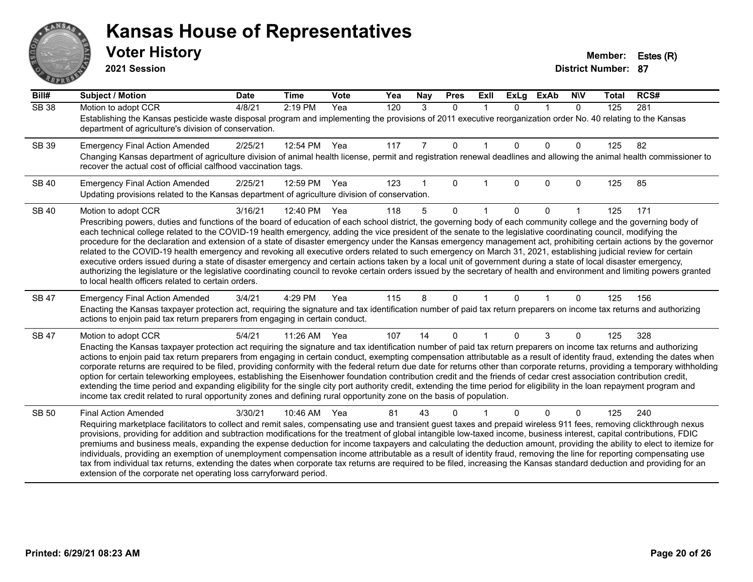# Kansas House of Representatives

## Voter History

**2021 Session**

**Member:** Estes (R)

**District Number:** 87

| Bill# | Subject / Motion | Date | Time | Vote | Yea | Nay | Pres | ExII | ExLg | ExAb | N\V | Total | RCS# |
|---|---|---|---|---|---|---|---|---|---|---|---|---|---|
| SB 38 | Motion to adopt CCR | 4/8/21 | 2:19 PM | Yea | 120 | 3 | 0 | 1 | 0 | 1 | 0 | 125 | 281 |
| | Establishing the Kansas pesticide waste disposal program and implementing the provisions of 2011 executive reorganization order No. 40 relating to the Kansas department of agriculture's division of conservation. | | | | | | | | | | | | |
| SB 39 | Emergency Final Action Amended | 2/25/21 | 12:54 PM | Yea | 117 | 7 | 0 | 1 | 0 | 0 | 0 | 125 | 82 |
| | Changing Kansas department of agriculture division of animal health license, permit and registration renewal deadlines and allowing the animal health commissioner to recover the actual cost of official calfhood vaccination tags. | | | | | | | | | | | | |
| SB 40 | Emergency Final Action Amended | 2/25/21 | 12:59 PM | Yea | 123 | 1 | 0 | 1 | 0 | 0 | 0 | 125 | 85 |
| | Updating provisions related to the Kansas department of agriculture division of conservation. | | | | | | | | | | | | |
| SB 40 | Motion to adopt CCR | 3/16/21 | 12:40 PM | Yea | 118 | 5 | 0 | 1 | 0 | 0 | 1 | 125 | 171 |
| | Prescribing powers, duties and functions of the board of education of each school district, the governing body of each community college and the governing body of each technical college related to the COVID-19 health emergency, adding the vice president of the senate to the legislative coordinating council, modifying the procedure for the declaration and extension of a state of disaster emergency under the Kansas emergency management act, prohibiting certain actions by the governor related to the COVID-19 health emergency and revoking all executive orders related to such emergency on March 31, 2021, establishing judicial review for certain executive orders issued during a state of disaster emergency and certain actions taken by a local unit of government during a state of local disaster emergency, authorizing the legislature or the legislative coordinating council to revoke certain orders issued by the secretary of health and environment and limiting powers granted to local health officers related to certain orders. | | | | | | | | | | | | |
| SB 47 | Emergency Final Action Amended | 3/4/21 | 4:29 PM | Yea | 115 | 8 | 0 | 1 | 0 | 1 | 0 | 125 | 156 |
| | Enacting the Kansas taxpayer protection act, requiring the signature and tax identification number of paid tax return preparers on income tax returns and authorizing actions to enjoin paid tax return preparers from engaging in certain conduct. | | | | | | | | | | | | |
| SB 47 | Motion to adopt CCR | 5/4/21 | 11:26 AM | Yea | 107 | 14 | 0 | 1 | 0 | 3 | 0 | 125 | 328 |
| | Enacting the Kansas taxpayer protection act requiring the signature and tax identification number of paid tax return preparers on income tax returns and authorizing actions to enjoin paid tax return preparers from engaging in certain conduct, exempting compensation attributable as a result of identity fraud, extending the dates when corporate returns are required to be filed, providing conformity with the federal return due date for returns other than corporate returns, providing a temporary withholding option for certain teleworking employees, establishing the Eisenhower foundation contribution credit and the friends of cedar crest association contribution credit, extending the time period and expanding eligibility for the single city port authority credit, extending the time period for eligibility in the loan repayment program and income tax credit related to rural opportunity zones and defining rural opportunity zone on the basis of population. | | | | | | | | | | | | |
| SB 50 | Final Action Amended | 3/30/21 | 10:46 AM | Yea | 81 | 43 | 0 | 1 | 0 | 0 | 0 | 125 | 240 |
| | Requiring marketplace facilitators to collect and remit sales, compensating use and transient guest taxes and prepaid wireless 911 fees, removing clickthrough nexus provisions, providing for addition and subtraction modifications for the treatment of global intangible low-taxed income, business interest, capital contributions, FDIC premiums and business meals, expanding the expense deduction for income taxpayers and calculating the deduction amount, providing the ability to elect to itemize for individuals, providing an exemption of unemployment compensation income attributable as a result of identity fraud, removing the line for reporting compensating use tax from individual tax returns, extending the dates when corporate tax returns are required to be filed, increasing the Kansas standard deduction and providing for an extension of the corporate net operating loss carryforward period. | | | | | | | | | | | | |

**Printed: 6/29/21 08:23 AM**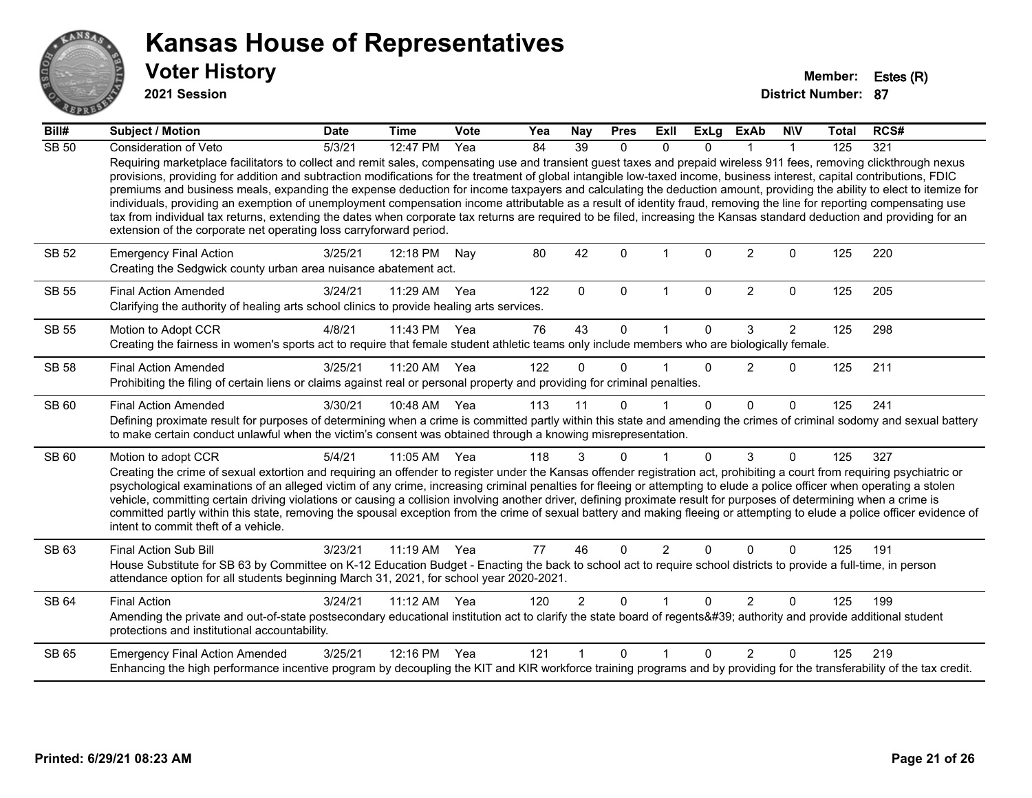# Kansas House of Representatives

## Voter History

**2021 Session**

**Member:** Estes (R)
**District Number:** 87

| Bill# | Subject / Motion | Date | Time | Vote | Yea | Nay | Pres | ExII | ExLg | ExAb | N\V | Total | RCS# |
|---|---|---|---|---|---|---|---|---|---|---|---|---|---|
| SB 50 | Consideration of Veto | 5/3/21 | 12:47 PM | Yea | 84 | 39 | 0 | 0 | 0 | 1 | 1 | 125 | 321 |
| | Requiring marketplace facilitators to collect and remit sales, compensating use and transient guest taxes and prepaid wireless 911 fees, removing clickthrough nexus provisions, providing for addition and subtraction modifications for the treatment of global intangible low-taxed income, business interest, capital contributions, FDIC premiums and business meals, expanding the expense deduction for income taxpayers and calculating the deduction amount, providing the ability to elect to itemize for individuals, providing an exemption of unemployment compensation income attributable as a result of identity fraud, removing the line for reporting compensating use tax from individual tax returns, extending the dates when corporate tax returns are required to be filed, increasing the Kansas standard deduction and providing for an extension of the corporate net operating loss carryforward period. | | | | | | | | | | | | |
| SB 52 | Emergency Final Action | 3/25/21 | 12:18 PM | Nay | 80 | 42 | 0 | 1 | 0 | 2 | 0 | 125 | 220 |
| | Creating the Sedgwick county urban area nuisance abatement act. | | | | | | | | | | | | |
| SB 55 | Final Action Amended | 3/24/21 | 11:29 AM | Yea | 122 | 0 | 0 | 1 | 0 | 2 | 0 | 125 | 205 |
| | Clarifying the authority of healing arts school clinics to provide healing arts services. | | | | | | | | | | | | |
| SB 55 | Motion to Adopt CCR | 4/8/21 | 11:43 PM | Yea | 76 | 43 | 0 | 1 | 0 | 3 | 2 | 125 | 298 |
| | Creating the fairness in women's sports act to require that female student athletic teams only include members who are biologically female. | | | | | | | | | | | | |
| SB 58 | Final Action Amended | 3/25/21 | 11:20 AM | Yea | 122 | 0 | 0 | 1 | 0 | 2 | 0 | 125 | 211 |
| | Prohibiting the filing of certain liens or claims against real or personal property and providing for criminal penalties. | | | | | | | | | | | | |
| SB 60 | Final Action Amended | 3/30/21 | 10:48 AM | Yea | 113 | 11 | 0 | 1 | 0 | 0 | 0 | 125 | 241 |
| | Defining proximate result for purposes of determining when a crime is committed partly within this state and amending the crimes of criminal sodomy and sexual battery to make certain conduct unlawful when the victim's consent was obtained through a knowing misrepresentation. | | | | | | | | | | | | |
| SB 60 | Motion to adopt CCR | 5/4/21 | 11:05 AM | Yea | 118 | 3 | 0 | 1 | 0 | 3 | 0 | 125 | 327 |
| | Creating the crime of sexual extortion and requiring an offender to register under the Kansas offender registration act, prohibiting a court from requiring psychiatric or psychological examinations of an alleged victim of any crime, increasing criminal penalties for fleeing or attempting to elude a police officer when operating a stolen vehicle, committing certain driving violations or causing a collision involving another driver, defining proximate result for purposes of determining when a crime is committed partly within this state, removing the spousal exception from the crime of sexual battery and making fleeing or attempting to elude a police officer evidence of intent to commit theft of a vehicle. | | | | | | | | | | | | |
| SB 63 | Final Action Sub Bill | 3/23/21 | 11:19 AM | Yea | 77 | 46 | 0 | 2 | 0 | 0 | 0 | 125 | 191 |
| | House Substitute for SB 63 by Committee on K-12 Education Budget - Enacting the back to school act to require school districts to provide a full-time, in person attendance option for all students beginning March 31, 2021, for school year 2020-2021. | | | | | | | | | | | | |
| SB 64 | Final Action | 3/24/21 | 11:12 AM | Yea | 120 | 2 | 0 | 1 | 0 | 2 | 0 | 125 | 199 |
| | Amending the private and out-of-state postsecondary educational institution act to clarify the state board of regents&#39; authority and provide additional student protections and institutional accountability. | | | | | | | | | | | | |
| SB 65 | Emergency Final Action Amended | 3/25/21 | 12:16 PM | Yea | 121 | 1 | 0 | 1 | 0 | 2 | 0 | 125 | 219 |
| | Enhancing the high performance incentive program by decoupling the KIT and KIR workforce training programs and by providing for the transferability of the tax credit. | | | | | | | | | | | | |

Printed: 6/29/21 08:23 AM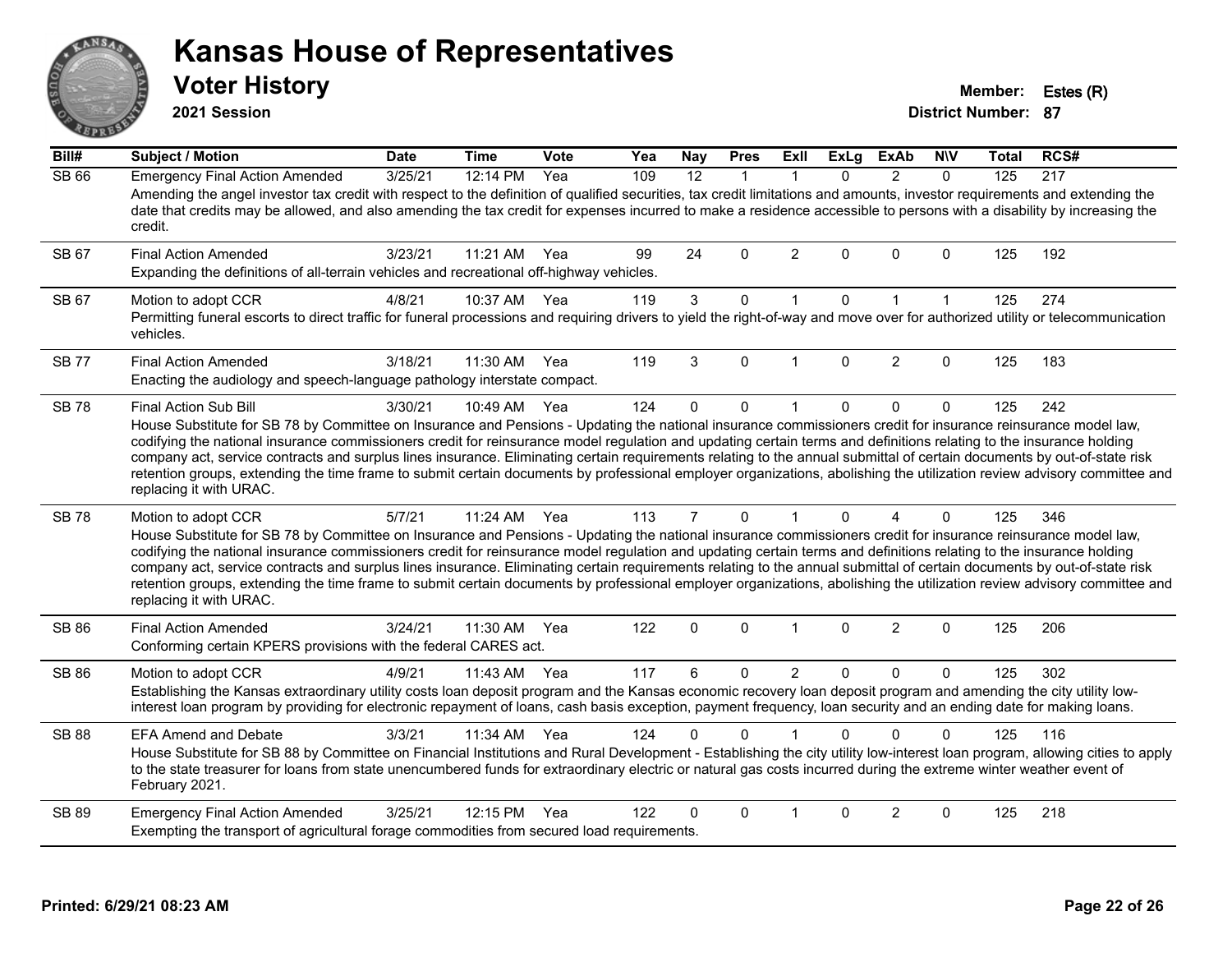# Kansas House of Representatives

## Voter History

**2021 Session**

**Member:** Estes (R)
**District Number:** 87

| Bill# | Subject / Motion | Date | Time | Vote | Yea | Nay | Pres | ExII | ExLg | ExAb | N\V | Total | RCS# |
|---|---|---|---|---|---|---|---|---|---|---|---|---|---|
| SB 66 | Emergency Final Action Amended | 3/25/21 | 12:14 PM | Yea | 109 | 12 | 1 | 1 | 0 | 2 | 0 | 125 | 217 |
| | Amending the angel investor tax credit with respect to the definition of qualified securities, tax credit limitations and amounts, investor requirements and extending the date that credits may be allowed, and also amending the tax credit for expenses incurred to make a residence accessible to persons with a disability by increasing the credit. | | | | | | | | | | | | |
| SB 67 | Final Action Amended | 3/23/21 | 11:21 AM | Yea | 99 | 24 | 0 | 2 | 0 | 0 | 0 | 125 | 192 |
| | Expanding the definitions of all-terrain vehicles and recreational off-highway vehicles. | | | | | | | | | | | | |
| SB 67 | Motion to adopt CCR | 4/8/21 | 10:37 AM | Yea | 119 | 3 | 0 | 1 | 0 | 1 | 1 | 125 | 274 |
| | Permitting funeral escorts to direct traffic for funeral processions and requiring drivers to yield the right-of-way and move over for authorized utility or telecommunication vehicles. | | | | | | | | | | | | |
| SB 77 | Final Action Amended | 3/18/21 | 11:30 AM | Yea | 119 | 3 | 0 | 1 | 0 | 2 | 0 | 125 | 183 |
| | Enacting the audiology and speech-language pathology interstate compact. | | | | | | | | | | | | |
| SB 78 | Final Action Sub Bill | 3/30/21 | 10:49 AM | Yea | 124 | 0 | 0 | 1 | 0 | 0 | 0 | 125 | 242 |
| | House Substitute for SB 78 by Committee on Insurance and Pensions - Updating the national insurance commissioners credit for insurance reinsurance model law, codifying the national insurance commissioners credit for reinsurance model regulation and updating certain terms and definitions relating to the insurance holding company act, service contracts and surplus lines insurance. Eliminating certain requirements relating to the annual submittal of certain documents by out-of-state risk retention groups, extending the time frame to submit certain documents by professional employer organizations, abolishing the utilization review advisory committee and replacing it with URAC. | | | | | | | | | | | | |
| SB 78 | Motion to adopt CCR | 5/7/21 | 11:24 AM | Yea | 113 | 7 | 0 | 1 | 0 | 4 | 0 | 125 | 346 |
| | House Substitute for SB 78 by Committee on Insurance and Pensions - Updating the national insurance commissioners credit for insurance reinsurance model law, codifying the national insurance commissioners credit for reinsurance model regulation and updating certain terms and definitions relating to the insurance holding company act, service contracts and surplus lines insurance. Eliminating certain requirements relating to the annual submittal of certain documents by out-of-state risk retention groups, extending the time frame to submit certain documents by professional employer organizations, abolishing the utilization review advisory committee and replacing it with URAC. | | | | | | | | | | | | |
| SB 86 | Final Action Amended | 3/24/21 | 11:30 AM | Yea | 122 | 0 | 0 | 1 | 0 | 2 | 0 | 125 | 206 |
| | Conforming certain KPERS provisions with the federal CARES act. | | | | | | | | | | | | |
| SB 86 | Motion to adopt CCR | 4/9/21 | 11:43 AM | Yea | 117 | 6 | 0 | 2 | 0 | 0 | 0 | 125 | 302 |
| | Establishing the Kansas extraordinary utility costs loan deposit program and the Kansas economic recovery loan deposit program and amending the city utility low-interest loan program by providing for electronic repayment of loans, cash basis exception, payment frequency, loan security and an ending date for making loans. | | | | | | | | | | | | |
| SB 88 | EFA Amend and Debate | 3/3/21 | 11:34 AM | Yea | 124 | 0 | 0 | 1 | 0 | 0 | 0 | 125 | 116 |
| | House Substitute for SB 88 by Committee on Financial Institutions and Rural Development - Establishing the city utility low-interest loan program, allowing cities to apply to the state treasurer for loans from state unencumbered funds for extraordinary electric or natural gas costs incurred during the extreme winter weather event of February 2021. | | | | | | | | | | | | |
| SB 89 | Emergency Final Action Amended | 3/25/21 | 12:15 PM | Yea | 122 | 0 | 0 | 1 | 0 | 2 | 0 | 125 | 218 |
| | Exempting the transport of agricultural forage commodities from secured load requirements. | | | | | | | | | | | | |

**Printed: 6/29/21 08:23 AM**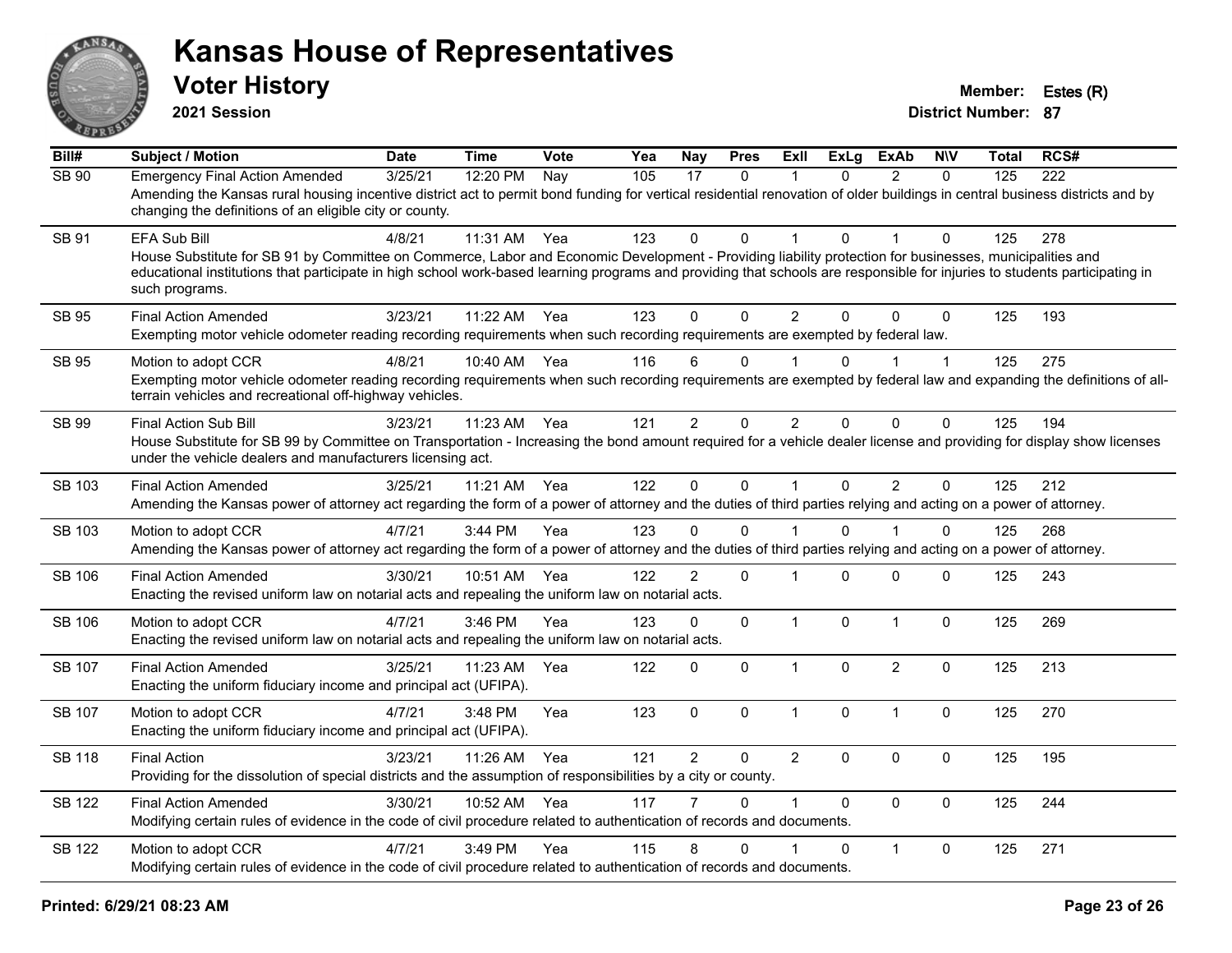# Kansas House of Representatives

## Voter History

**2021 Session**

**Member:** Estes (R)
**District Number:** 87

| Bill# | Subject / Motion | Date | Time | Vote | Yea | Nay | Pres | ExII | ExLg | ExAb | N\V | Total | RCS# |
|---|---|---|---|---|---|---|---|---|---|---|---|---|---|
| SB 90 | Emergency Final Action Amended | 3/25/21 | 12:20 PM | Nay | 105 | 17 | 0 | 1 | 0 | 2 | 0 | 125 | 222 |
| | Amending the Kansas rural housing incentive district act to permit bond funding for vertical residential renovation of older buildings in central business districts and by changing the definitions of an eligible city or county. | | | | | | | | | | | | |
| SB 91 | EFA Sub Bill | 4/8/21 | 11:31 AM | Yea | 123 | 0 | 0 | 1 | 0 | 1 | 0 | 125 | 278 |
| | House Substitute for SB 91 by Committee on Commerce, Labor and Economic Development - Providing liability protection for businesses, municipalities and educational institutions that participate in high school work-based learning programs and providing that schools are responsible for injuries to students participating in such programs. | | | | | | | | | | | | |
| SB 95 | Final Action Amended | 3/23/21 | 11:22 AM | Yea | 123 | 0 | 0 | 2 | 0 | 0 | 0 | 125 | 193 |
| | Exempting motor vehicle odometer reading recording requirements when such recording requirements are exempted by federal law. | | | | | | | | | | | | |
| SB 95 | Motion to adopt CCR | 4/8/21 | 10:40 AM | Yea | 116 | 6 | 0 | 1 | 0 | 1 | 1 | 125 | 275 |
| | Exempting motor vehicle odometer reading recording requirements when such recording requirements are exempted by federal law and expanding the definitions of all-terrain vehicles and recreational off-highway vehicles. | | | | | | | | | | | | |
| SB 99 | Final Action Sub Bill | 3/23/21 | 11:23 AM | Yea | 121 | 2 | 0 | 2 | 0 | 0 | 0 | 125 | 194 |
| | House Substitute for SB 99 by Committee on Transportation - Increasing the bond amount required for a vehicle dealer license and providing for display show licenses under the vehicle dealers and manufacturers licensing act. | | | | | | | | | | | | |
| SB 103 | Final Action Amended | 3/25/21 | 11:21 AM | Yea | 122 | 0 | 0 | 1 | 0 | 2 | 0 | 125 | 212 |
| | Amending the Kansas power of attorney act regarding the form of a power of attorney and the duties of third parties relying and acting on a power of attorney. | | | | | | | | | | | | |
| SB 103 | Motion to adopt CCR | 4/7/21 | 3:44 PM | Yea | 123 | 0 | 0 | 1 | 0 | 1 | 0 | 125 | 268 |
| | Amending the Kansas power of attorney act regarding the form of a power of attorney and the duties of third parties relying and acting on a power of attorney. | | | | | | | | | | | | |
| SB 106 | Final Action Amended | 3/30/21 | 10:51 AM | Yea | 122 | 2 | 0 | 1 | 0 | 0 | 0 | 125 | 243 |
| | Enacting the revised uniform law on notarial acts and repealing the uniform law on notarial acts. | | | | | | | | | | | | |
| SB 106 | Motion to adopt CCR | 4/7/21 | 3:46 PM | Yea | 123 | 0 | 0 | 1 | 0 | 1 | 0 | 125 | 269 |
| | Enacting the revised uniform law on notarial acts and repealing the uniform law on notarial acts. | | | | | | | | | | | | |
| SB 107 | Final Action Amended | 3/25/21 | 11:23 AM | Yea | 122 | 0 | 0 | 1 | 0 | 2 | 0 | 125 | 213 |
| | Enacting the uniform fiduciary income and principal act (UFIPA). | | | | | | | | | | | | |
| SB 107 | Motion to adopt CCR | 4/7/21 | 3:48 PM | Yea | 123 | 0 | 0 | 1 | 0 | 1 | 0 | 125 | 270 |
| | Enacting the uniform fiduciary income and principal act (UFIPA). | | | | | | | | | | | | |
| SB 118 | Final Action | 3/23/21 | 11:26 AM | Yea | 121 | 2 | 0 | 2 | 0 | 0 | 0 | 125 | 195 |
| | Providing for the dissolution of special districts and the assumption of responsibilities by a city or county. | | | | | | | | | | | | |
| SB 122 | Final Action Amended | 3/30/21 | 10:52 AM | Yea | 117 | 7 | 0 | 1 | 0 | 0 | 0 | 125 | 244 |
| | Modifying certain rules of evidence in the code of civil procedure related to authentication of records and documents. | | | | | | | | | | | | |
| SB 122 | Motion to adopt CCR | 4/7/21 | 3:49 PM | Yea | 115 | 8 | 0 | 1 | 0 | 1 | 0 | 125 | 271 |
| | Modifying certain rules of evidence in the code of civil procedure related to authentication of records and documents. | | | | | | | | | | | | |

**Printed: 6/29/21 08:23 AM**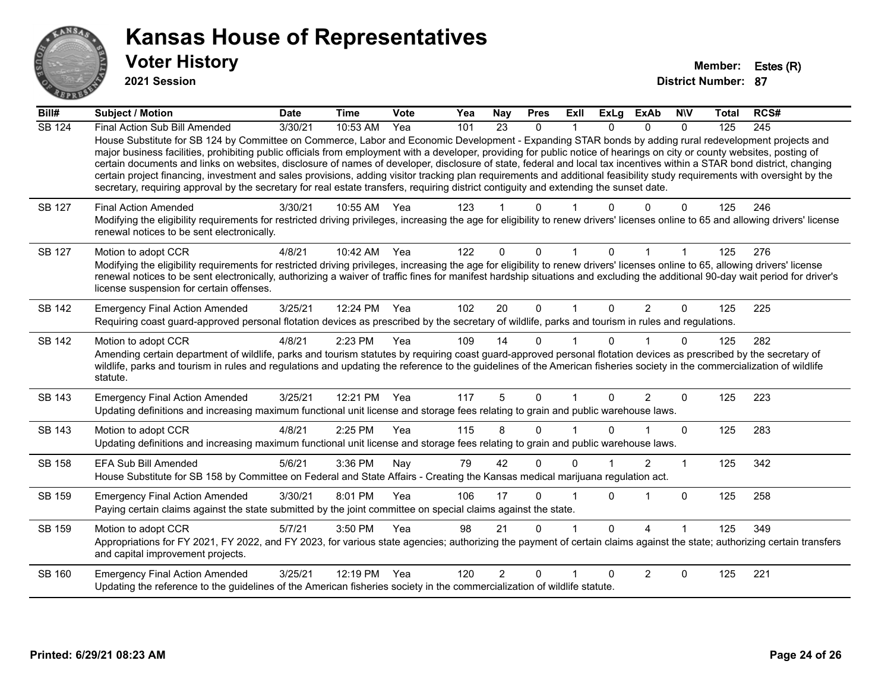# Kansas House of Representatives

## Voter History

**2021 Session**

**Member:** Estes (R)
**District Number:** 87

| Bill# | Subject / Motion | Date | Time | Vote | Yea | Nay | Pres | ExII | ExLg | ExAb | N\V | Total | RCS# |
|---|---|---|---|---|---|---|---|---|---|---|---|---|---|
| SB 124 | Final Action Sub Bill Amended | 3/30/21 | 10:53 AM | Yea | 101 | 23 | 0 | 1 | 0 | 0 | 0 | 125 | 245 |
| | House Substitute for SB 124 by Committee on Commerce, Labor and Economic Development - Expanding STAR bonds by adding rural redevelopment projects and major business facilities, prohibiting public officials from employment with a developer, providing for public notice of hearings on city or county websites, posting of certain documents and links on websites, disclosure of names of developer, disclosure of state, federal and local tax incentives within a STAR bond district, changing certain project financing, investment and sales provisions, adding visitor tracking plan requirements and additional feasibility study requirements with oversight by the secretary, requiring approval by the secretary for real estate transfers, requiring district contiguity and extending the sunset date. | | | | | | | | | | | | |
| SB 127 | Final Action Amended | 3/30/21 | 10:55 AM | Yea | 123 | 1 | 0 | 1 | 0 | 0 | 0 | 125 | 246 |
| | Modifying the eligibility requirements for restricted driving privileges, increasing the age for eligibility to renew drivers' licenses online to 65 and allowing drivers' license renewal notices to be sent electronically. | | | | | | | | | | | | |
| SB 127 | Motion to adopt CCR | 4/8/21 | 10:42 AM | Yea | 122 | 0 | 0 | 1 | 0 | 1 | 1 | 125 | 276 |
| | Modifying the eligibility requirements for restricted driving privileges, increasing the age for eligibility to renew drivers' licenses online to 65, allowing drivers' license renewal notices to be sent electronically, authorizing a waiver of traffic fines for manifest hardship situations and excluding the additional 90-day wait period for driver's license suspension for certain offenses. | | | | | | | | | | | | |
| SB 142 | Emergency Final Action Amended | 3/25/21 | 12:24 PM | Yea | 102 | 20 | 0 | 1 | 0 | 2 | 0 | 125 | 225 |
| | Requiring coast guard-approved personal flotation devices as prescribed by the secretary of wildlife, parks and tourism in rules and regulations. | | | | | | | | | | | | |
| SB 142 | Motion to adopt CCR | 4/8/21 | 2:23 PM | Yea | 109 | 14 | 0 | 1 | 0 | 1 | 0 | 125 | 282 |
| | Amending certain department of wildlife, parks and tourism statutes by requiring coast guard-approved personal flotation devices as prescribed by the secretary of wildlife, parks and tourism in rules and regulations and updating the reference to the guidelines of the American fisheries society in the commercialization of wildlife statute. | | | | | | | | | | | | |
| SB 143 | Emergency Final Action Amended | 3/25/21 | 12:21 PM | Yea | 117 | 5 | 0 | 1 | 0 | 2 | 0 | 125 | 223 |
| | Updating definitions and increasing maximum functional unit license and storage fees relating to grain and public warehouse laws. | | | | | | | | | | | | |
| SB 143 | Motion to adopt CCR | 4/8/21 | 2:25 PM | Yea | 115 | 8 | 0 | 1 | 0 | 1 | 0 | 125 | 283 |
| | Updating definitions and increasing maximum functional unit license and storage fees relating to grain and public warehouse laws. | | | | | | | | | | | | |
| SB 158 | EFA Sub Bill Amended | 5/6/21 | 3:36 PM | Nay | 79 | 42 | 0 | 0 | 1 | 2 | 1 | 125 | 342 |
| | House Substitute for SB 158 by Committee on Federal and State Affairs - Creating the Kansas medical marijuana regulation act. | | | | | | | | | | | | |
| SB 159 | Emergency Final Action Amended | 3/30/21 | 8:01 PM | Yea | 106 | 17 | 0 | 1 | 0 | 1 | 0 | 125 | 258 |
| | Paying certain claims against the state submitted by the joint committee on special claims against the state. | | | | | | | | | | | | |
| SB 159 | Motion to adopt CCR | 5/7/21 | 3:50 PM | Yea | 98 | 21 | 0 | 1 | 0 | 4 | 1 | 125 | 349 |
| | Appropriations for FY 2021, FY 2022, and FY 2023, for various state agencies; authorizing the payment of certain claims against the state; authorizing certain transfers and capital improvement projects. | | | | | | | | | | | | |
| SB 160 | Emergency Final Action Amended | 3/25/21 | 12:19 PM | Yea | 120 | 2 | 0 | 1 | 0 | 2 | 0 | 125 | 221 |
| | Updating the reference to the guidelines of the American fisheries society in the commercialization of wildlife statute. | | | | | | | | | | | | |

**Printed: 6/29/21 08:23 AM**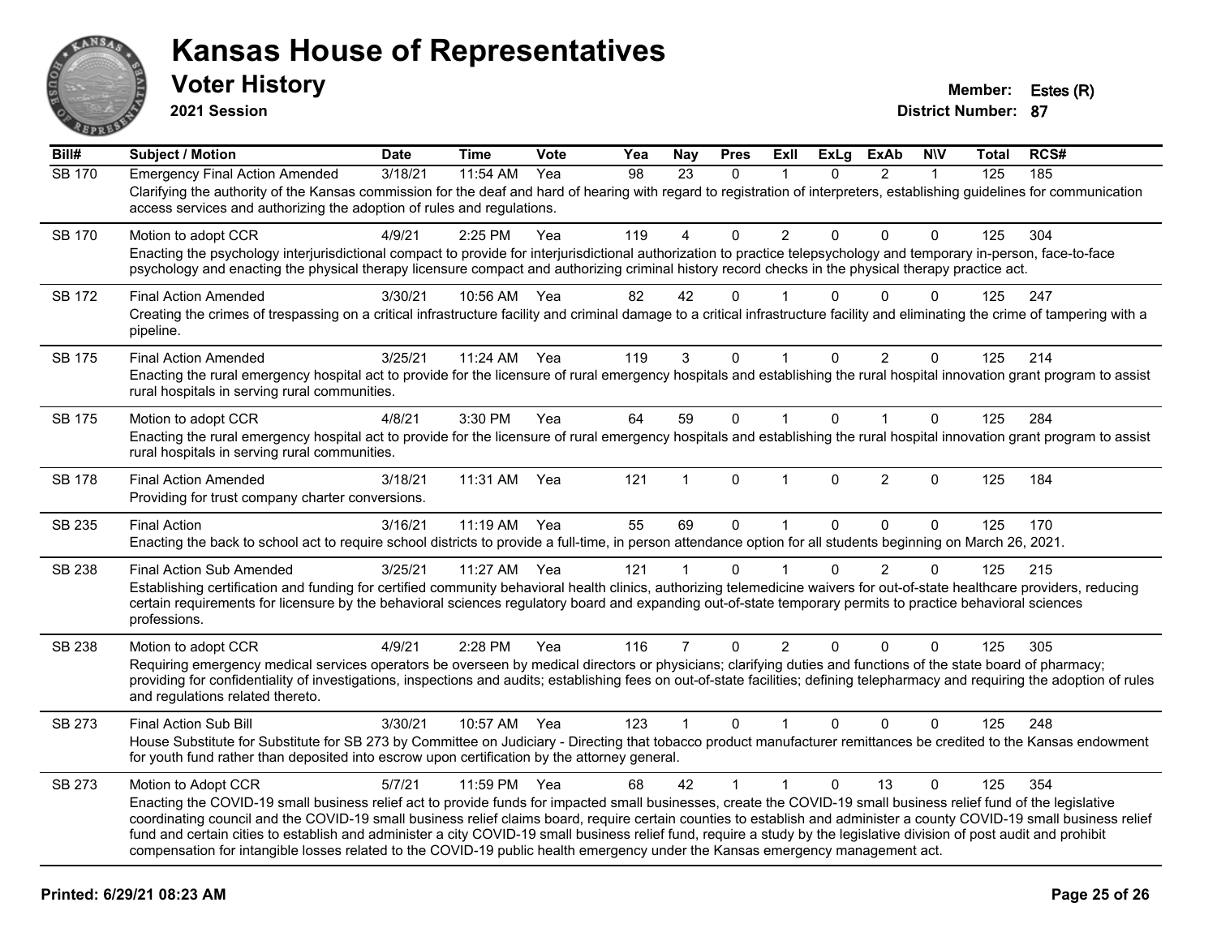# Kansas House of Representatives

## Voter History

**2021 Session**

**Member:** Estes (R)
**District Number:** 87

| Bill# | Subject / Motion | Date | Time | Vote | Yea | Nay | Pres | ExII | ExLg | ExAb | N\V | Total | RCS# |
|---|---|---|---|---|---|---|---|---|---|---|---|---|---|
| SB 170 | Emergency Final Action Amended | 3/18/21 | 11:54 AM | Yea | 98 | 23 | 0 | 1 | 0 | 2 | 1 | 125 | 185 |
| | Clarifying the authority of the Kansas commission for the deaf and hard of hearing with regard to registration of interpreters, establishing guidelines for communication access services and authorizing the adoption of rules and regulations. | | | | | | | | | | | | |
| SB 170 | Motion to adopt CCR | 4/9/21 | 2:25 PM | Yea | 119 | 4 | 0 | 2 | 0 | 0 | 0 | 125 | 304 |
| | Enacting the psychology interjurisdictional compact to provide for interjurisdictional authorization to practice telepsychology and temporary in-person, face-to-face psychology and enacting the physical therapy licensure compact and authorizing criminal history record checks in the physical therapy practice act. | | | | | | | | | | | | |
| SB 172 | Final Action Amended | 3/30/21 | 10:56 AM | Yea | 82 | 42 | 0 | 1 | 0 | 0 | 0 | 125 | 247 |
| | Creating the crimes of trespassing on a critical infrastructure facility and criminal damage to a critical infrastructure facility and eliminating the crime of tampering with a pipeline. | | | | | | | | | | | | |
| SB 175 | Final Action Amended | 3/25/21 | 11:24 AM | Yea | 119 | 3 | 0 | 1 | 0 | 2 | 0 | 125 | 214 |
| | Enacting the rural emergency hospital act to provide for the licensure of rural emergency hospitals and establishing the rural hospital innovation grant program to assist rural hospitals in serving rural communities. | | | | | | | | | | | | |
| SB 175 | Motion to adopt CCR | 4/8/21 | 3:30 PM | Yea | 64 | 59 | 0 | 1 | 0 | 1 | 0 | 125 | 284 |
| | Enacting the rural emergency hospital act to provide for the licensure of rural emergency hospitals and establishing the rural hospital innovation grant program to assist rural hospitals in serving rural communities. | | | | | | | | | | | | |
| SB 178 | Final Action Amended | 3/18/21 | 11:31 AM | Yea | 121 | 1 | 0 | 1 | 0 | 2 | 0 | 125 | 184 |
| | Providing for trust company charter conversions. | | | | | | | | | | | | |
| SB 235 | Final Action | 3/16/21 | 11:19 AM | Yea | 55 | 69 | 0 | 1 | 0 | 0 | 0 | 125 | 170 |
| | Enacting the back to school act to require school districts to provide a full-time, in person attendance option for all students beginning on March 26, 2021. | | | | | | | | | | | | |
| SB 238 | Final Action Sub Amended | 3/25/21 | 11:27 AM | Yea | 121 | 1 | 0 | 1 | 0 | 2 | 0 | 125 | 215 |
| | Establishing certification and funding for certified community behavioral health clinics, authorizing telemedicine waivers for out-of-state healthcare providers, reducing certain requirements for licensure by the behavioral sciences regulatory board and expanding out-of-state temporary permits to practice behavioral sciences professions. | | | | | | | | | | | | |
| SB 238 | Motion to adopt CCR | 4/9/21 | 2:28 PM | Yea | 116 | 7 | 0 | 2 | 0 | 0 | 0 | 125 | 305 |
| | Requiring emergency medical services operators be overseen by medical directors or physicians; clarifying duties and functions of the state board of pharmacy; providing for confidentiality of investigations, inspections and audits; establishing fees on out-of-state facilities; defining telepharmacy and requiring the adoption of rules and regulations related thereto. | | | | | | | | | | | | |
| SB 273 | Final Action Sub Bill | 3/30/21 | 10:57 AM | Yea | 123 | 1 | 0 | 1 | 0 | 0 | 0 | 125 | 248 |
| | House Substitute for Substitute for SB 273 by Committee on Judiciary - Directing that tobacco product manufacturer remittances be credited to the Kansas endowment for youth fund rather than deposited into escrow upon certification by the attorney general. | | | | | | | | | | | | |
| SB 273 | Motion to Adopt CCR | 5/7/21 | 11:59 PM | Yea | 68 | 42 | 1 | 1 | 0 | 13 | 0 | 125 | 354 |
| | Enacting the COVID-19 small business relief act to provide funds for impacted small businesses, create the COVID-19 small business relief fund of the legislative coordinating council and the COVID-19 small business relief claims board, require certain counties to establish and administer a county COVID-19 small business relief fund and certain cities to establish and administer a city COVID-19 small business relief fund, require a study by the legislative division of post audit and prohibit compensation for intangible losses related to the COVID-19 public health emergency under the Kansas emergency management act. | | | | | | | | | | | | |

Printed: 6/29/21 08:23 AM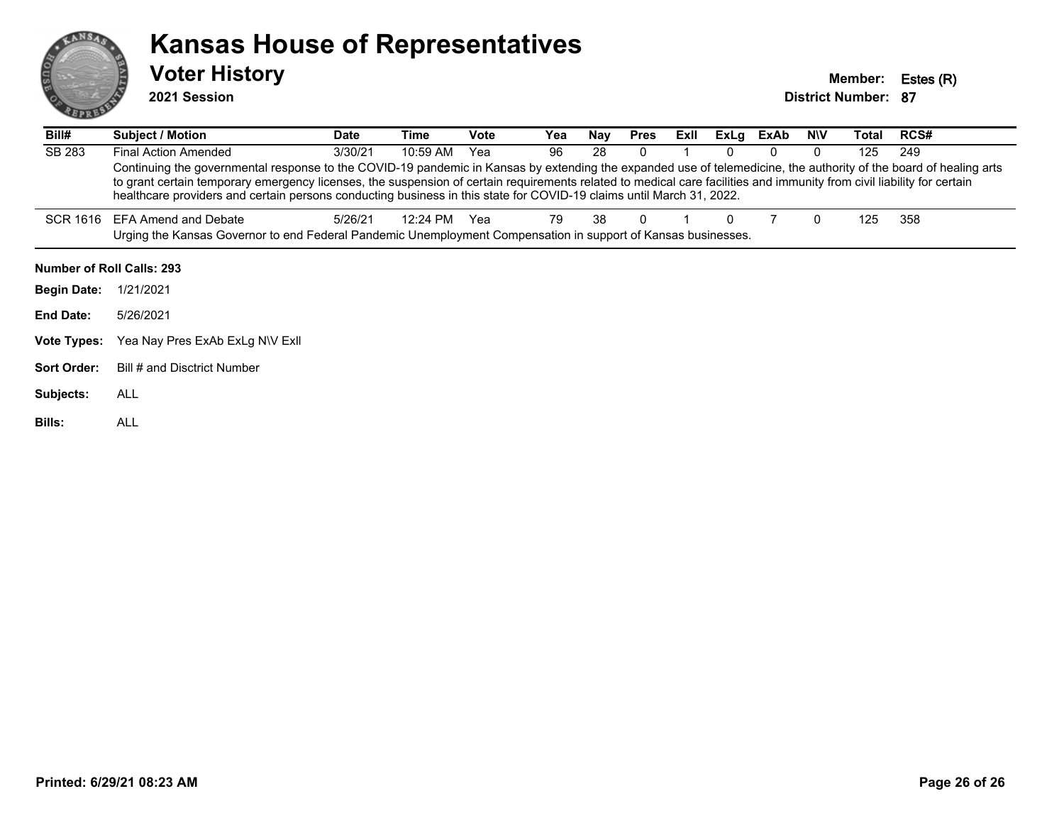# Kansas House of Representatives

## Voter History

**2021 Session**

**Member:** Estes (R)
**District Number:** 87

| Bill# | Subject / Motion | Date | Time | Vote | Yea | Nay | Pres | ExII | ExLg | ExAb | N\V | Total | RCS# |
|---|---|---|---|---|---|---|---|---|---|---|---|---|---|
| SB 283 | Final Action Amended | 3/30/21 | 10:59 AM | Yea | 96 | 28 | 0 | 1 | 0 | 0 | 0 | 125 | 249 |
| | Continuing the governmental response to the COVID-19 pandemic in Kansas by extending the expanded use of telemedicine, the authority of the board of healing arts to grant certain temporary emergency licenses, the suspension of certain requirements related to medical care facilities and immunity from civil liability for certain healthcare providers and certain persons conducting business in this state for COVID-19 claims until March 31, 2022. | | | | | | | | | | | | |
| SCR 1616 | EFA Amend and Debate | 5/26/21 | 12:24 PM | Yea | 79 | 38 | 0 | 1 | 0 | 7 | 0 | 125 | 358 |
| | Urging the Kansas Governor to end Federal Pandemic Unemployment Compensation in support of Kansas businesses. | | | | | | | | | | | | |

**Number of Roll Calls: 293**

**Begin Date:** 1/21/2021

**End Date:** 5/26/2021

**Vote Types:** Yea Nay Pres ExAb ExLg N\V ExII

**Sort Order:** Bill # and Disctrict Number

**Subjects:** ALL

**Bills:** ALL

**Printed: 6/29/21 08:23 AM**